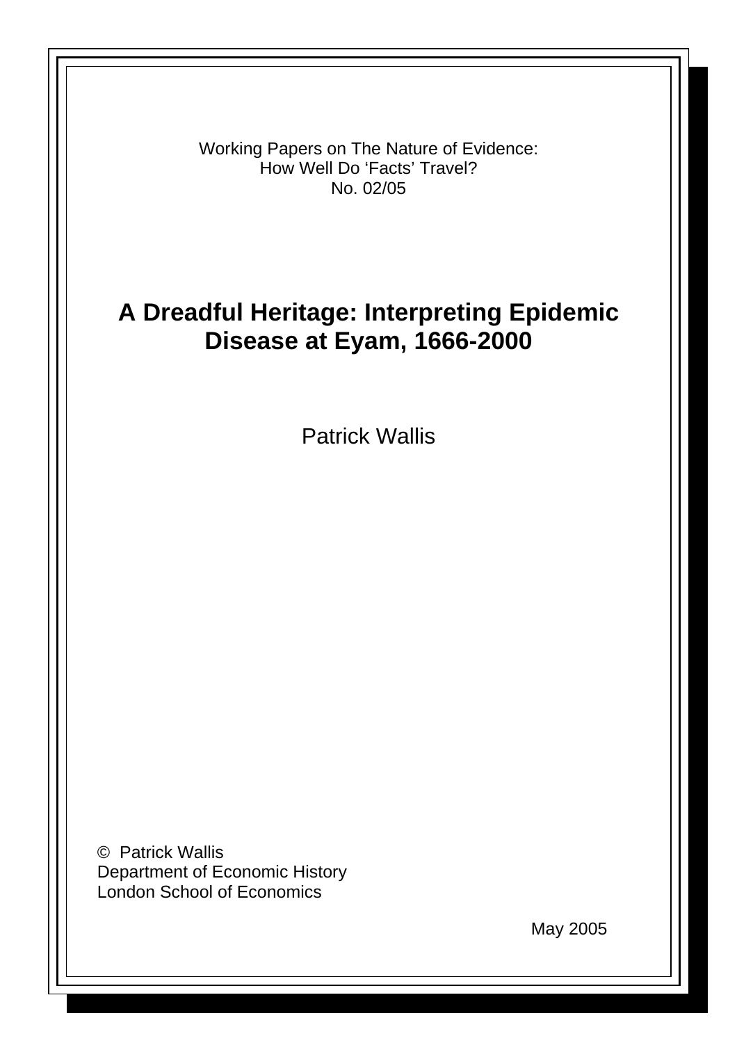Working Papers on The Nature of Evidence:
How Well Do 'Facts' Travel?
No. 02/05

# A Dreadful Heritage: Interpreting Epidemic Disease at Eyam, 1666-2000

Patrick Wallis

© Patrick Wallis
Department of Economic History
London School of Economics

May 2005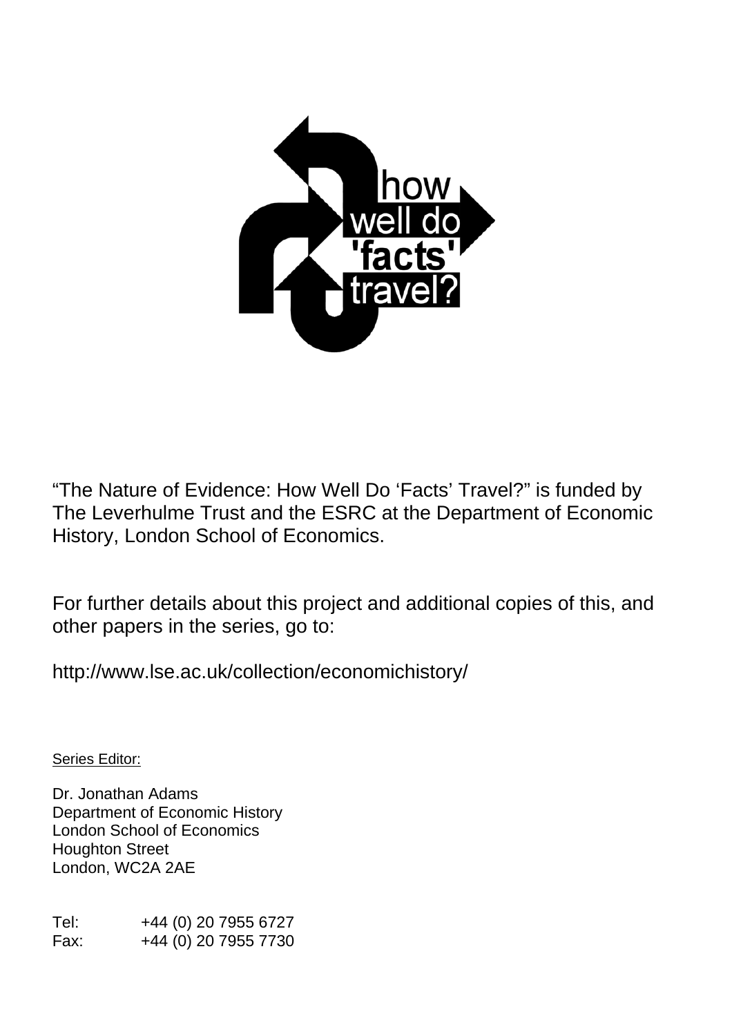“The Nature of Evidence: How Well Do ‘Facts’ Travel?” is funded by The Leverhulme Trust and the ESRC at the Department of Economic History, London School of Economics.

For further details about this project and additional copies of this, and other papers in the series, go to:

http://www.lse.ac.uk/collection/economichistory/

Series Editor:

Dr. Jonathan Adams
Department of Economic History
London School of Economics
Houghton Street
London, WC2A 2AE

Tel: +44 (0) 20 7955 6727
Fax: +44 (0) 20 7955 7730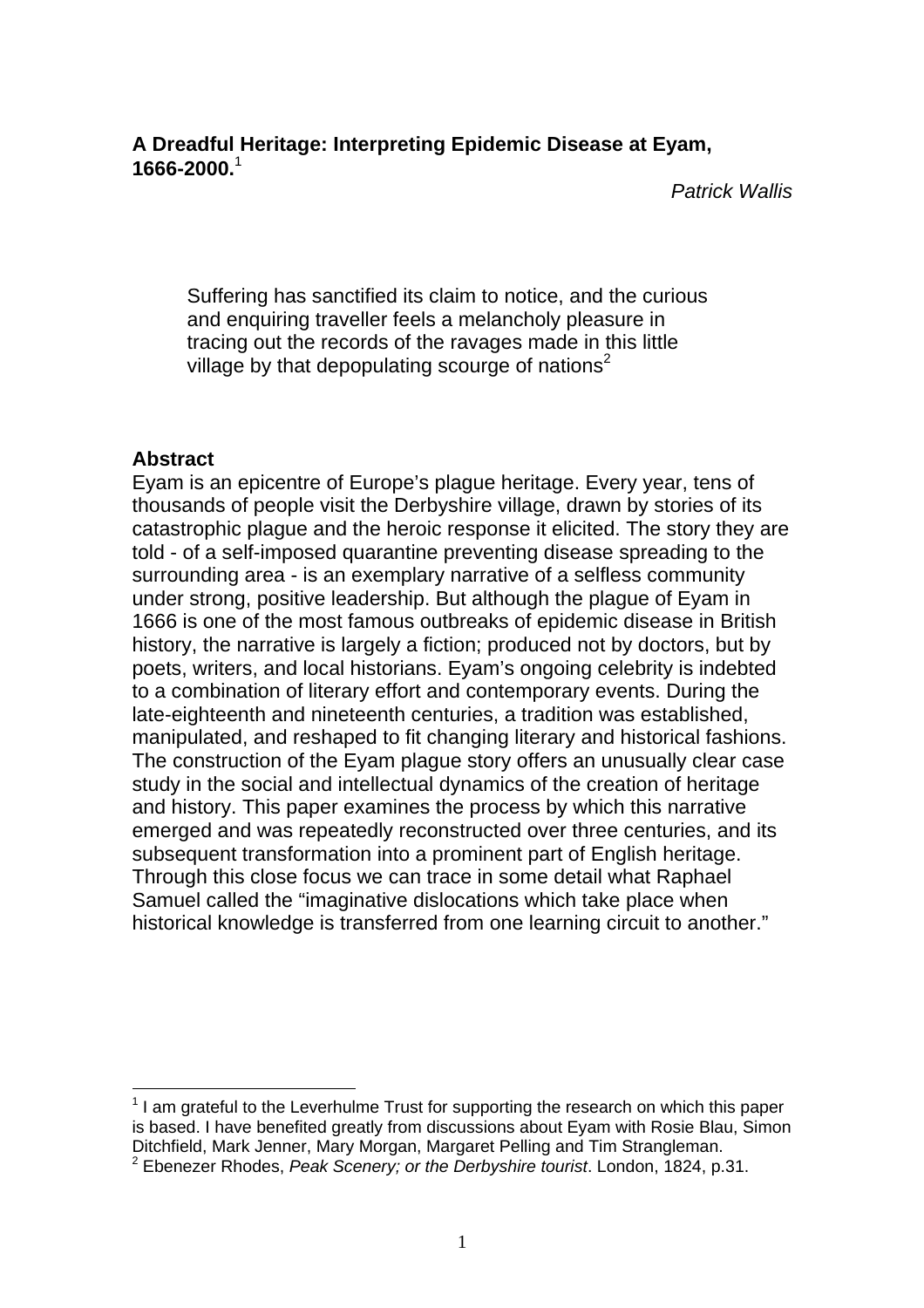**A Dreadful Heritage: Interpreting Epidemic Disease at Eyam, 1666-2000.**[1]

*Patrick Wallis*

> Suffering has sanctified its claim to notice, and the curious and enquiring traveller feels a melancholy pleasure in tracing out the records of the ravages made in this little village by that depopulating scourge of nations[2]

**Abstract**

Eyam is an epicentre of Europe's plague heritage. Every year, tens of thousands of people visit the Derbyshire village, drawn by stories of its catastrophic plague and the heroic response it elicited. The story they are told - of a self-imposed quarantine preventing disease spreading to the surrounding area - is an exemplary narrative of a selfless community under strong, positive leadership. But although the plague of Eyam in 1666 is one of the most famous outbreaks of epidemic disease in British history, the narrative is largely a fiction; produced not by doctors, but by poets, writers, and local historians. Eyam's ongoing celebrity is indebted to a combination of literary effort and contemporary events. During the late-eighteenth and nineteenth centuries, a tradition was established, manipulated, and reshaped to fit changing literary and historical fashions. The construction of the Eyam plague story offers an unusually clear case study in the social and intellectual dynamics of the creation of heritage and history. This paper examines the process by which this narrative emerged and was repeatedly reconstructed over three centuries, and its subsequent transformation into a prominent part of English heritage. Through this close focus we can trace in some detail what Raphael Samuel called the "imaginative dislocations which take place when historical knowledge is transferred from one learning circuit to another."

---

[1] I am grateful to the Leverhulme Trust for supporting the research on which this paper is based. I have benefited greatly from discussions about Eyam with Rosie Blau, Simon Ditchfield, Mark Jenner, Mary Morgan, Margaret Pelling and Tim Strangleman.

[2] Ebenezer Rhodes, *Peak Scenery; or the Derbyshire tourist*. London, 1824, p.31.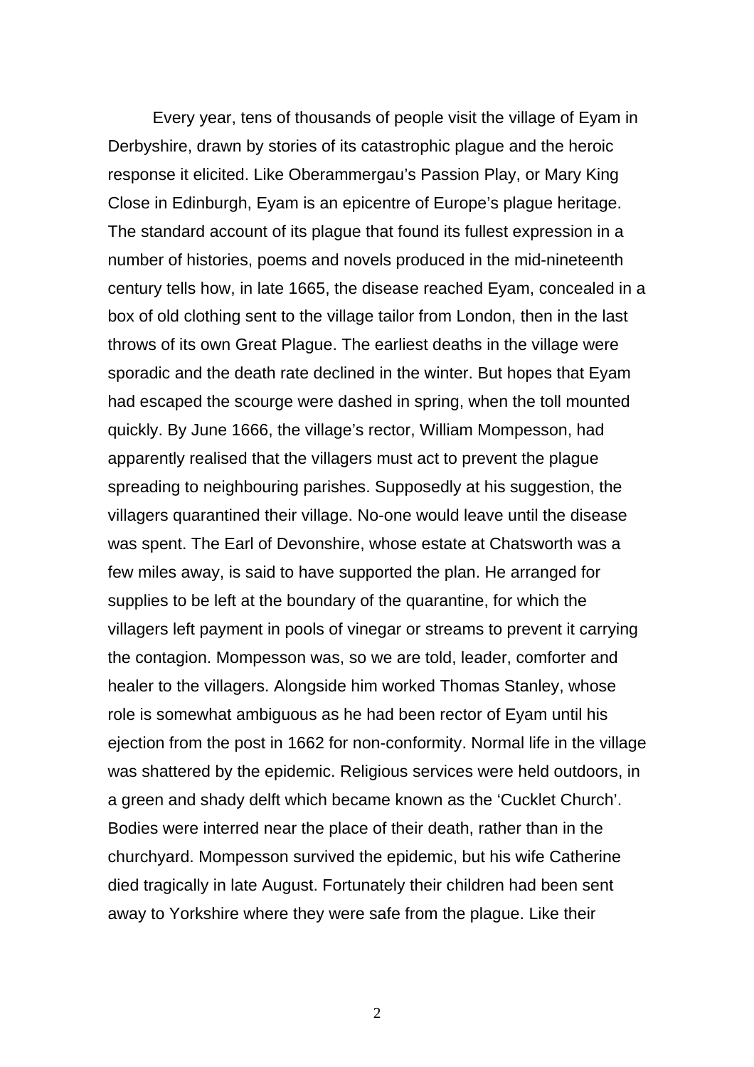Every year, tens of thousands of people visit the village of Eyam in Derbyshire, drawn by stories of its catastrophic plague and the heroic response it elicited. Like Oberammergau's Passion Play, or Mary King Close in Edinburgh, Eyam is an epicentre of Europe's plague heritage. The standard account of its plague that found its fullest expression in a number of histories, poems and novels produced in the mid-nineteenth century tells how, in late 1665, the disease reached Eyam, concealed in a box of old clothing sent to the village tailor from London, then in the last throws of its own Great Plague. The earliest deaths in the village were sporadic and the death rate declined in the winter. But hopes that Eyam had escaped the scourge were dashed in spring, when the toll mounted quickly. By June 1666, the village's rector, William Mompesson, had apparently realised that the villagers must act to prevent the plague spreading to neighbouring parishes. Supposedly at his suggestion, the villagers quarantined their village. No-one would leave until the disease was spent. The Earl of Devonshire, whose estate at Chatsworth was a few miles away, is said to have supported the plan. He arranged for supplies to be left at the boundary of the quarantine, for which the villagers left payment in pools of vinegar or streams to prevent it carrying the contagion. Mompesson was, so we are told, leader, comforter and healer to the villagers. Alongside him worked Thomas Stanley, whose role is somewhat ambiguous as he had been rector of Eyam until his ejection from the post in 1662 for non-conformity. Normal life in the village was shattered by the epidemic. Religious services were held outdoors, in a green and shady delft which became known as the 'Cucklet Church'. Bodies were interred near the place of their death, rather than in the churchyard. Mompesson survived the epidemic, but his wife Catherine died tragically in late August. Fortunately their children had been sent away to Yorkshire where they were safe from the plague. Like their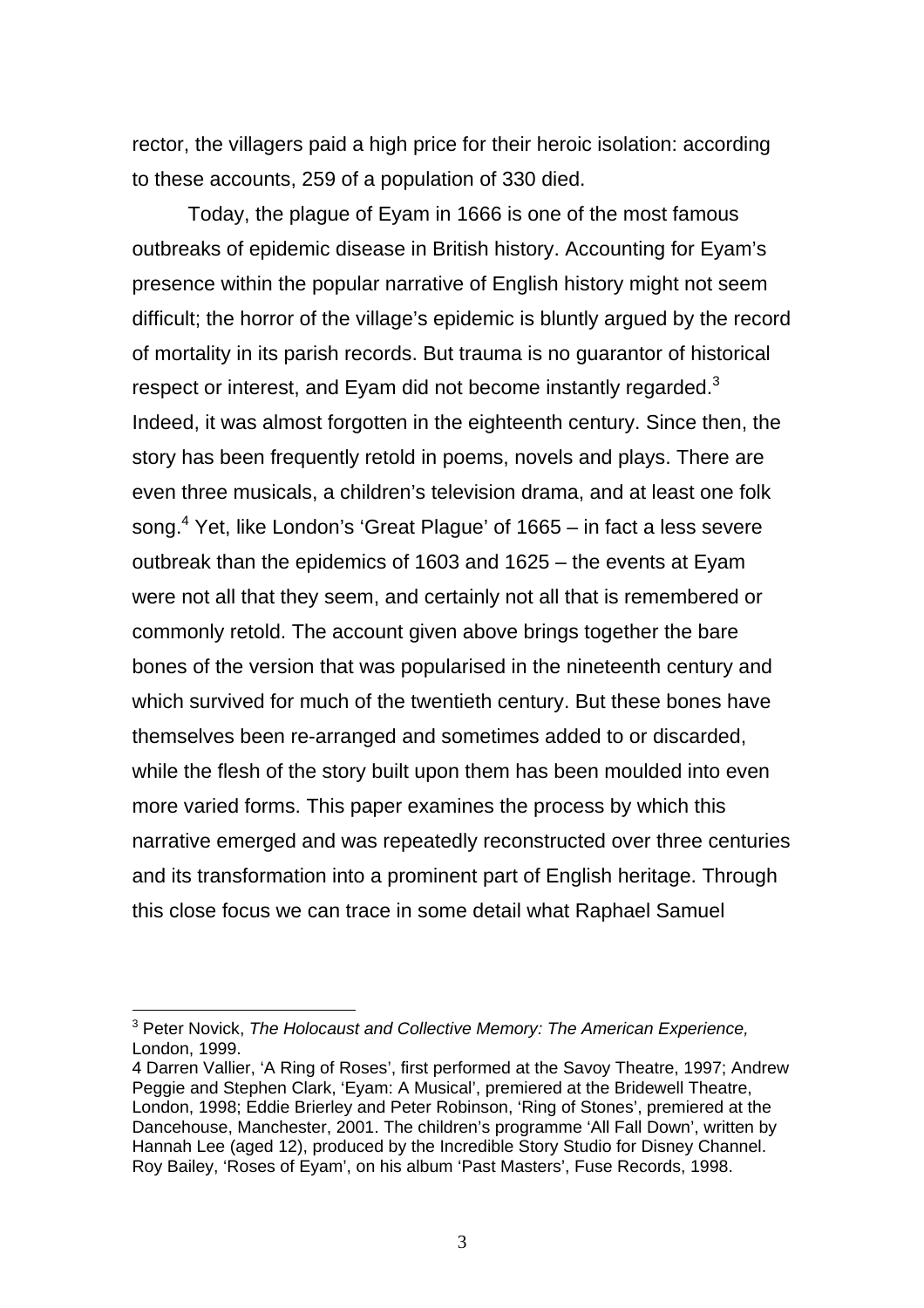rector, the villagers paid a high price for their heroic isolation: according to these accounts, 259 of a population of 330 died.

Today, the plague of Eyam in 1666 is one of the most famous outbreaks of epidemic disease in British history. Accounting for Eyam's presence within the popular narrative of English history might not seem difficult; the horror of the village's epidemic is bluntly argued by the record of mortality in its parish records. But trauma is no guarantor of historical respect or interest, and Eyam did not become instantly regarded.[3] Indeed, it was almost forgotten in the eighteenth century. Since then, the story has been frequently retold in poems, novels and plays. There are even three musicals, a children's television drama, and at least one folk song.[4] Yet, like London's 'Great Plague' of 1665 – in fact a less severe outbreak than the epidemics of 1603 and 1625 – the events at Eyam were not all that they seem, and certainly not all that is remembered or commonly retold. The account given above brings together the bare bones of the version that was popularised in the nineteenth century and which survived for much of the twentieth century. But these bones have themselves been re-arranged and sometimes added to or discarded, while the flesh of the story built upon them has been moulded into even more varied forms. This paper examines the process by which this narrative emerged and was repeatedly reconstructed over three centuries and its transformation into a prominent part of English heritage. Through this close focus we can trace in some detail what Raphael Samuel

---

[3] Peter Novick, *The Holocaust and Collective Memory: The American Experience,* London, 1999.

4 Darren Vallier, 'A Ring of Roses', first performed at the Savoy Theatre, 1997; Andrew Peggie and Stephen Clark, 'Eyam: A Musical', premiered at the Bridewell Theatre, London, 1998; Eddie Brierley and Peter Robinson, 'Ring of Stones', premiered at the Dancehouse, Manchester, 2001. The children's programme 'All Fall Down', written by Hannah Lee (aged 12), produced by the Incredible Story Studio for Disney Channel. Roy Bailey, 'Roses of Eyam', on his album 'Past Masters', Fuse Records, 1998.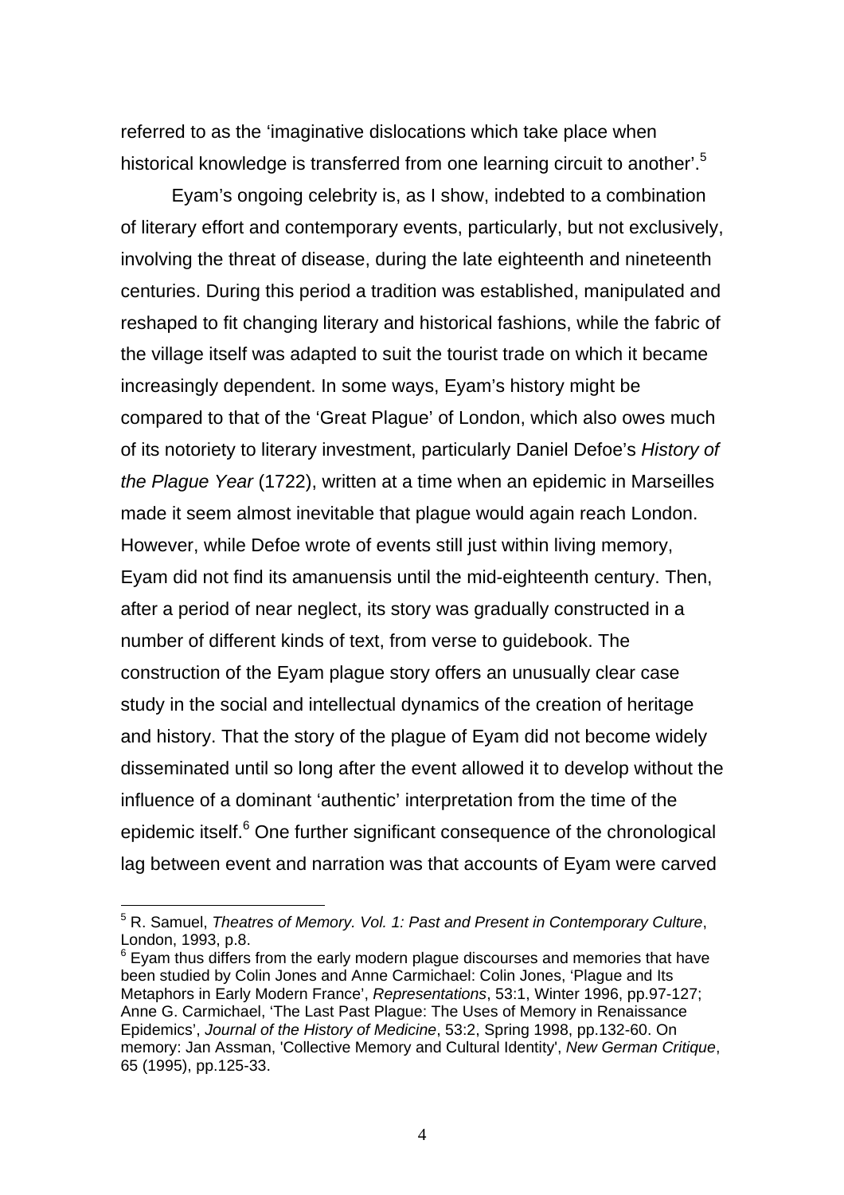referred to as the 'imaginative dislocations which take place when historical knowledge is transferred from one learning circuit to another'.[5]

Eyam's ongoing celebrity is, as I show, indebted to a combination of literary effort and contemporary events, particularly, but not exclusively, involving the threat of disease, during the late eighteenth and nineteenth centuries. During this period a tradition was established, manipulated and reshaped to fit changing literary and historical fashions, while the fabric of the village itself was adapted to suit the tourist trade on which it became increasingly dependent. In some ways, Eyam's history might be compared to that of the 'Great Plague' of London, which also owes much of its notoriety to literary investment, particularly Daniel Defoe's *History of the Plague Year* (1722), written at a time when an epidemic in Marseilles made it seem almost inevitable that plague would again reach London. However, while Defoe wrote of events still just within living memory, Eyam did not find its amanuensis until the mid-eighteenth century. Then, after a period of near neglect, its story was gradually constructed in a number of different kinds of text, from verse to guidebook. The construction of the Eyam plague story offers an unusually clear case study in the social and intellectual dynamics of the creation of heritage and history. That the story of the plague of Eyam did not become widely disseminated until so long after the event allowed it to develop without the influence of a dominant 'authentic' interpretation from the time of the epidemic itself.[6] One further significant consequence of the chronological lag between event and narration was that accounts of Eyam were carved

---

[5] R. Samuel, *Theatres of Memory. Vol. 1: Past and Present in Contemporary Culture*, London, 1993, p.8.

[6] Eyam thus differs from the early modern plague discourses and memories that have been studied by Colin Jones and Anne Carmichael: Colin Jones, 'Plague and Its Metaphors in Early Modern France', *Representations*, 53:1, Winter 1996, pp.97-127; Anne G. Carmichael, 'The Last Past Plague: The Uses of Memory in Renaissance Epidemics', *Journal of the History of Medicine*, 53:2, Spring 1998, pp.132-60. On memory: Jan Assman, 'Collective Memory and Cultural Identity', *New German Critique*, 65 (1995), pp.125-33.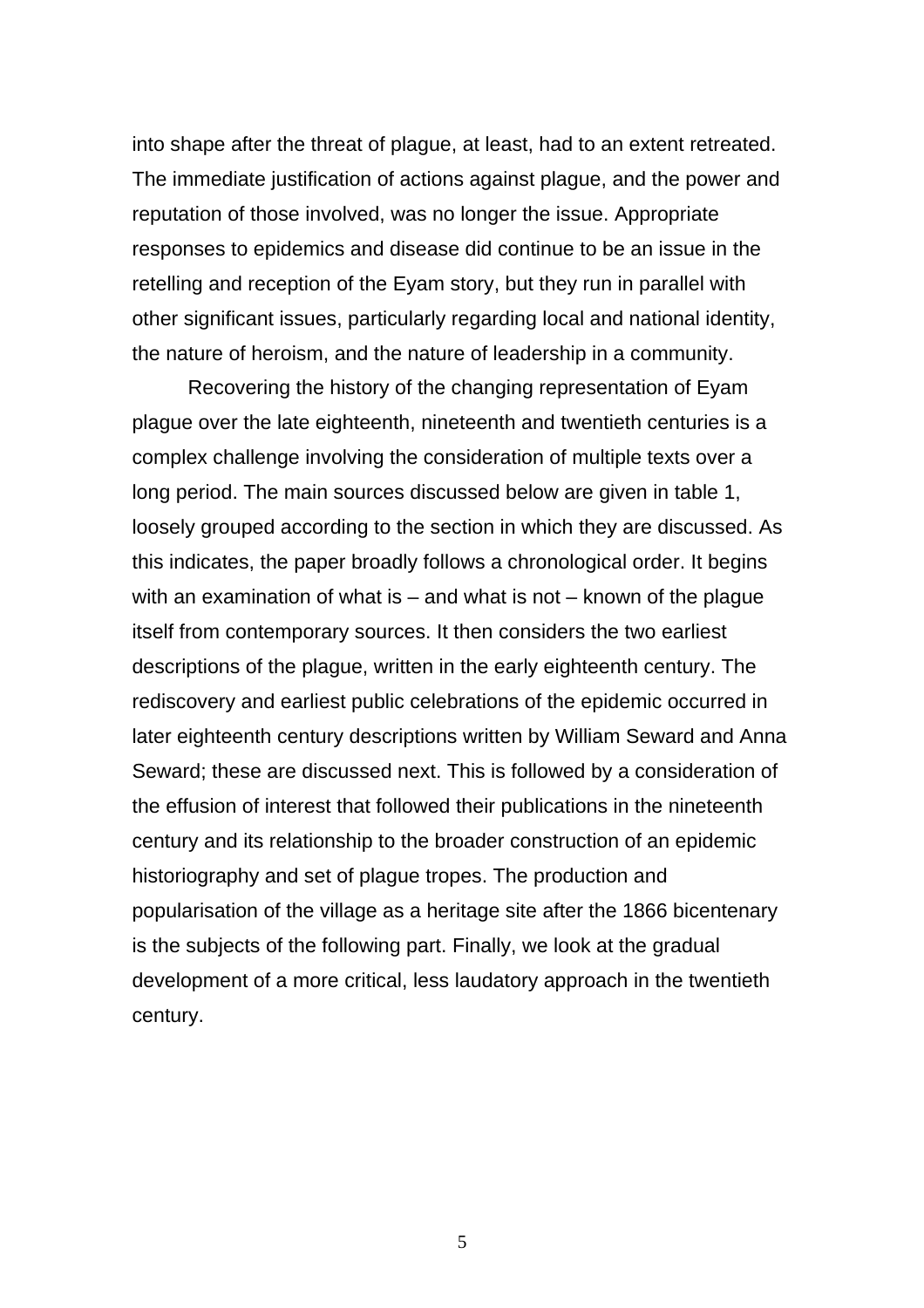into shape after the threat of plague, at least, had to an extent retreated. The immediate justification of actions against plague, and the power and reputation of those involved, was no longer the issue. Appropriate responses to epidemics and disease did continue to be an issue in the retelling and reception of the Eyam story, but they run in parallel with other significant issues, particularly regarding local and national identity, the nature of heroism, and the nature of leadership in a community.

Recovering the history of the changing representation of Eyam plague over the late eighteenth, nineteenth and twentieth centuries is a complex challenge involving the consideration of multiple texts over a long period. The main sources discussed below are given in table 1, loosely grouped according to the section in which they are discussed. As this indicates, the paper broadly follows a chronological order. It begins with an examination of what is – and what is not – known of the plague itself from contemporary sources. It then considers the two earliest descriptions of the plague, written in the early eighteenth century. The rediscovery and earliest public celebrations of the epidemic occurred in later eighteenth century descriptions written by William Seward and Anna Seward; these are discussed next. This is followed by a consideration of the effusion of interest that followed their publications in the nineteenth century and its relationship to the broader construction of an epidemic historiography and set of plague tropes. The production and popularisation of the village as a heritage site after the 1866 bicentenary is the subjects of the following part. Finally, we look at the gradual development of a more critical, less laudatory approach in the twentieth century.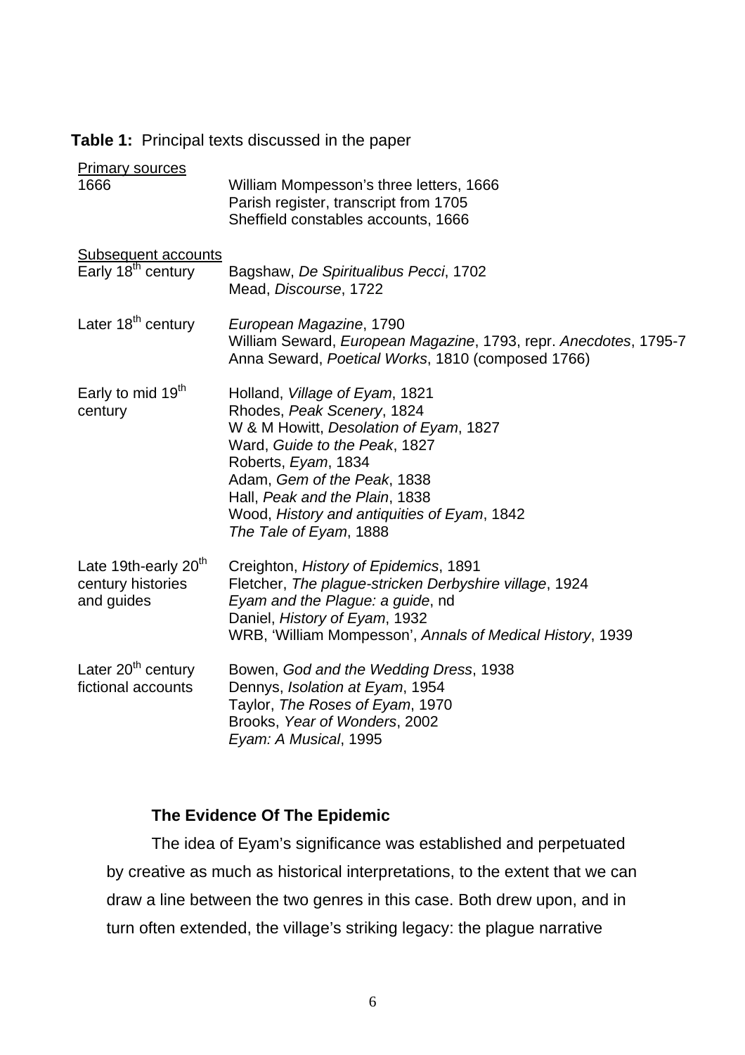**Table 1:** Principal texts discussed in the paper

| | |
|---|---|
| <u>Primary sources</u> | |
| 1666 | William Mompesson's three letters, 1666 |
| | Parish register, transcript from 1705 |
| | Sheffield constables accounts, 1666 |
| <u>Subsequent accounts</u> | |
| Early 18th century | Bagshaw, *De Spiritualibus Pecci*, 1702 |
| | Mead, *Discourse*, 1722 |
| Later 18th century | *European Magazine*, 1790 |
| | William Seward, *European Magazine*, 1793, repr. *Anecdotes*, 1795-7 |
| | Anna Seward, *Poetical Works*, 1810 (composed 1766) |
| Early to mid 19th century | Holland, *Village of Eyam*, 1821 |
| | Rhodes, *Peak Scenery*, 1824 |
| | W & M Howitt, *Desolation of Eyam*, 1827 |
| | Ward, *Guide to the Peak*, 1827 |
| | Roberts, *Eyam*, 1834 |
| | Adam, *Gem of the Peak*, 1838 |
| | Hall, *Peak and the Plain*, 1838 |
| | Wood, *History and antiquities of Eyam*, 1842 |
| | *The Tale of Eyam*, 1888 |
| Late 19th-early 20th century histories and guides | Creighton, *History of Epidemics*, 1891 |
| | Fletcher, *The plague-stricken Derbyshire village*, 1924 |
| | *Eyam and the Plague: a guide*, nd |
| | Daniel, *History of Eyam*, 1932 |
| | WRB, 'William Mompesson', *Annals of Medical History*, 1939 |
| Later 20th century fictional accounts | Bowen, *God and the Wedding Dress*, 1938 |
| | Dennys, *Isolation at Eyam*, 1954 |
| | Taylor, *The Roses of Eyam*, 1970 |
| | Brooks, *Year of Wonders*, 2002 |
| | *Eyam: A Musical*, 1995 |

### The Evidence Of The Epidemic

The idea of Eyam's significance was established and perpetuated by creative as much as historical interpretations, to the extent that we can draw a line between the two genres in this case. Both drew upon, and in turn often extended, the village's striking legacy: the plague narrative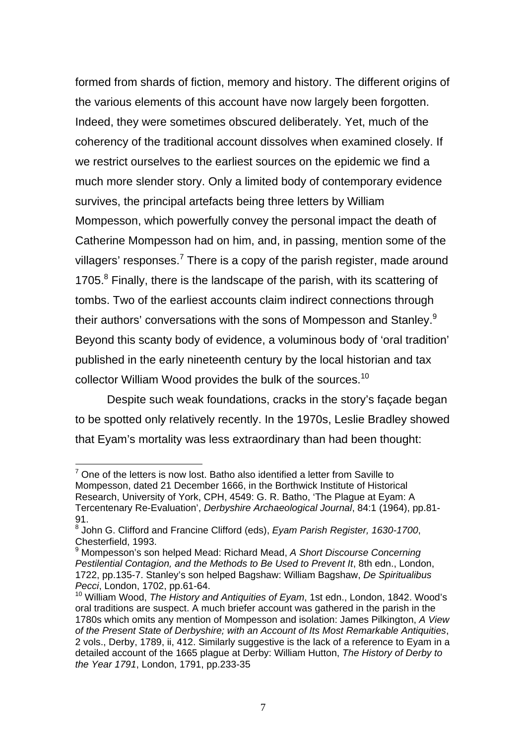formed from shards of fiction, memory and history. The different origins of the various elements of this account have now largely been forgotten. Indeed, they were sometimes obscured deliberately. Yet, much of the coherency of the traditional account dissolves when examined closely. If we restrict ourselves to the earliest sources on the epidemic we find a much more slender story. Only a limited body of contemporary evidence survives, the principal artefacts being three letters by William Mompesson, which powerfully convey the personal impact the death of Catherine Mompesson had on him, and, in passing, mention some of the villagers' responses.[7] There is a copy of the parish register, made around 1705.[8] Finally, there is the landscape of the parish, with its scattering of tombs. Two of the earliest accounts claim indirect connections through their authors' conversations with the sons of Mompesson and Stanley.[9] Beyond this scanty body of evidence, a voluminous body of 'oral tradition' published in the early nineteenth century by the local historian and tax collector William Wood provides the bulk of the sources.[10]

Despite such weak foundations, cracks in the story's façade began to be spotted only relatively recently. In the 1970s, Leslie Bradley showed that Eyam's mortality was less extraordinary than had been thought:

---

[7] One of the letters is now lost. Batho also identified a letter from Saville to Mompesson, dated 21 December 1666, in the Borthwick Institute of Historical Research, University of York, CPH, 4549: G. R. Batho, 'The Plague at Eyam: A Tercentenary Re-Evaluation', *Derbyshire Archaeological Journal*, 84:1 (1964), pp.81-91.

[8] John G. Clifford and Francine Clifford (eds), *Eyam Parish Register, 1630-1700*, Chesterfield, 1993.

[9] Mompesson's son helped Mead: Richard Mead, *A Short Discourse Concerning Pestilential Contagion, and the Methods to Be Used to Prevent It*, 8th edn., London, 1722, pp.135-7. Stanley's son helped Bagshaw: William Bagshaw, *De Spiritualibus Pecci*, London, 1702, pp.61-64.

[10] William Wood, *The History and Antiquities of Eyam*, 1st edn., London, 1842. Wood's oral traditions are suspect. A much briefer account was gathered in the parish in the 1780s which omits any mention of Mompesson and isolation: James Pilkington, *A View of the Present State of Derbyshire; with an Account of Its Most Remarkable Antiquities*, 2 vols., Derby, 1789, ii, 412. Similarly suggestive is the lack of a reference to Eyam in a detailed account of the 1665 plague at Derby: William Hutton, *The History of Derby to the Year 1791*, London, 1791, pp.233-35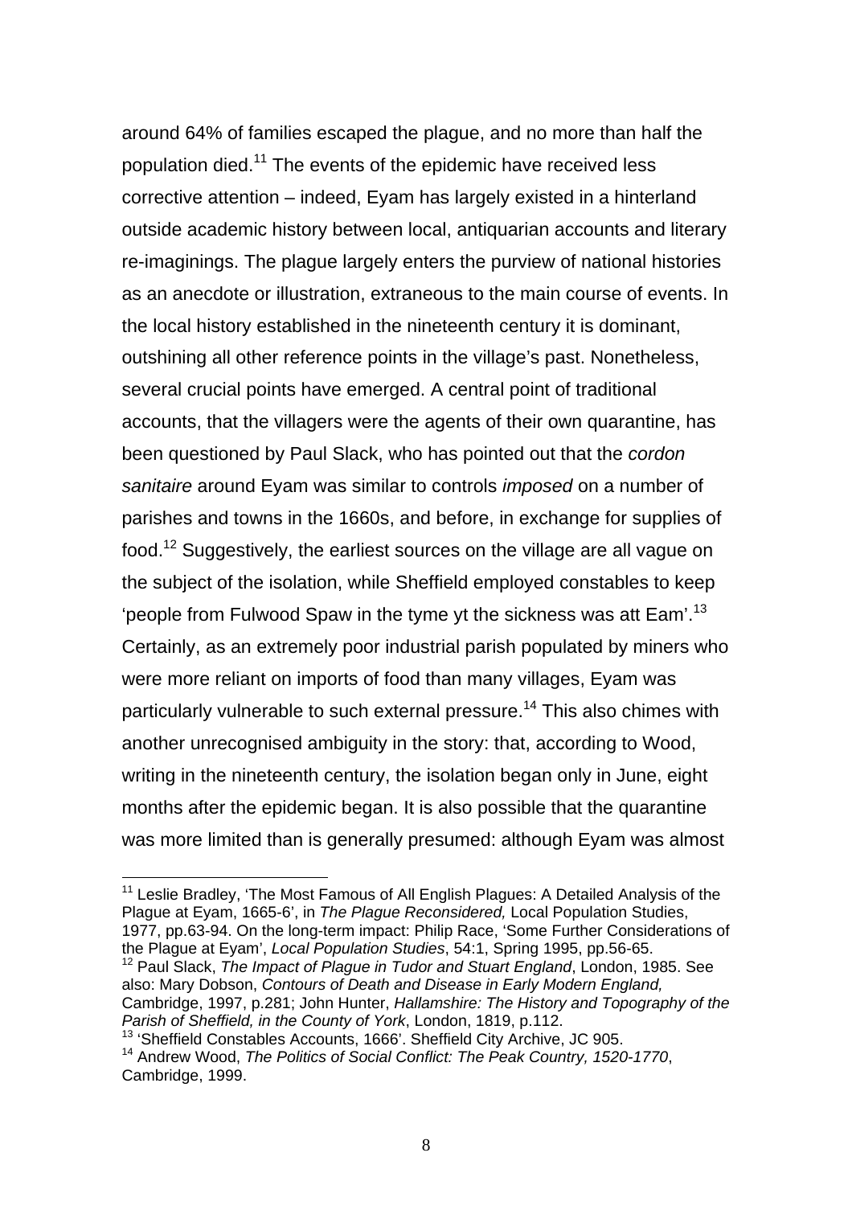around 64% of families escaped the plague, and no more than half the population died.[11] The events of the epidemic have received less corrective attention – indeed, Eyam has largely existed in a hinterland outside academic history between local, antiquarian accounts and literary re-imaginings. The plague largely enters the purview of national histories as an anecdote or illustration, extraneous to the main course of events. In the local history established in the nineteenth century it is dominant, outshining all other reference points in the village's past. Nonetheless, several crucial points have emerged. A central point of traditional accounts, that the villagers were the agents of their own quarantine, has been questioned by Paul Slack, who has pointed out that the *cordon sanitaire* around Eyam was similar to controls *imposed* on a number of parishes and towns in the 1660s, and before, in exchange for supplies of food.[12] Suggestively, the earliest sources on the village are all vague on the subject of the isolation, while Sheffield employed constables to keep 'people from Fulwood Spaw in the tyme yt the sickness was att Eam'.[13] Certainly, as an extremely poor industrial parish populated by miners who were more reliant on imports of food than many villages, Eyam was particularly vulnerable to such external pressure.[14] This also chimes with another unrecognised ambiguity in the story: that, according to Wood, writing in the nineteenth century, the isolation began only in June, eight months after the epidemic began. It is also possible that the quarantine was more limited than is generally presumed: although Eyam was almost

---

[11] Leslie Bradley, 'The Most Famous of All English Plagues: A Detailed Analysis of the Plague at Eyam, 1665-6', in *The Plague Reconsidered,* Local Population Studies, 1977, pp.63-94. On the long-term impact: Philip Race, 'Some Further Considerations of the Plague at Eyam', *Local Population Studies*, 54:1, Spring 1995, pp.56-65.

[12] Paul Slack, *The Impact of Plague in Tudor and Stuart England*, London, 1985. See also: Mary Dobson, *Contours of Death and Disease in Early Modern England,* Cambridge, 1997, p.281; John Hunter, *Hallamshire: The History and Topography of the Parish of Sheffield, in the County of York*, London, 1819, p.112.

[13] 'Sheffield Constables Accounts, 1666'. Sheffield City Archive, JC 905.

[14] Andrew Wood, *The Politics of Social Conflict: The Peak Country, 1520-1770*, Cambridge, 1999.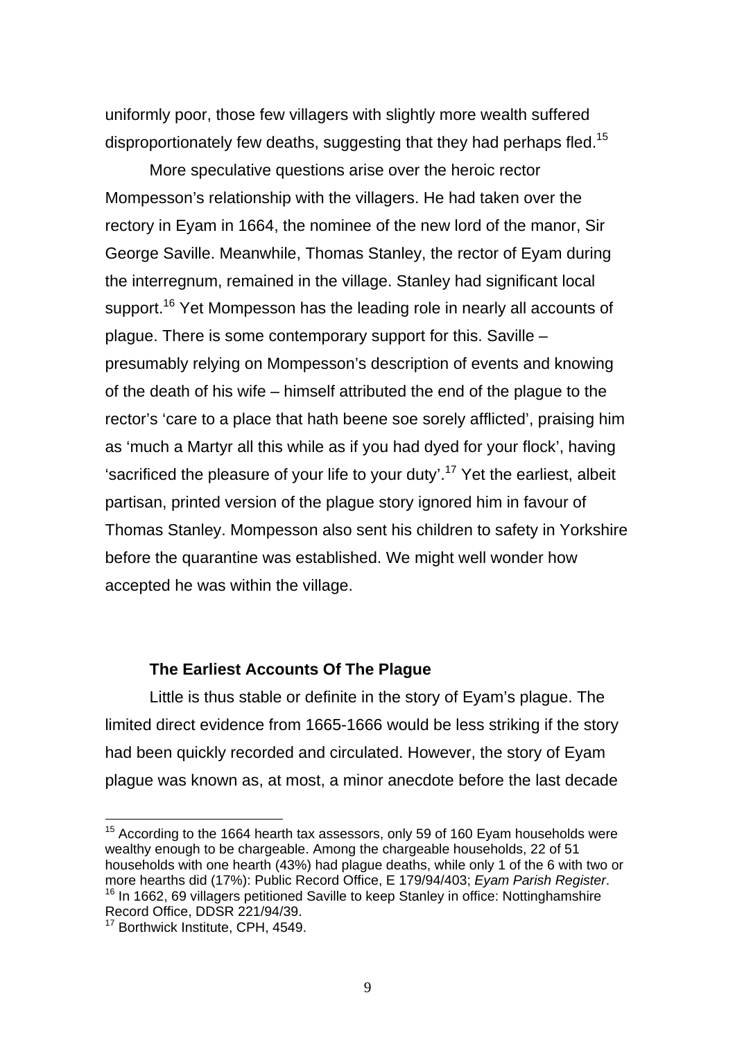uniformly poor, those few villagers with slightly more wealth suffered disproportionately few deaths, suggesting that they had perhaps fled.[15]

More speculative questions arise over the heroic rector Mompesson's relationship with the villagers. He had taken over the rectory in Eyam in 1664, the nominee of the new lord of the manor, Sir George Saville. Meanwhile, Thomas Stanley, the rector of Eyam during the interregnum, remained in the village. Stanley had significant local support.[16] Yet Mompesson has the leading role in nearly all accounts of plague. There is some contemporary support for this. Saville – presumably relying on Mompesson's description of events and knowing of the death of his wife – himself attributed the end of the plague to the rector's 'care to a place that hath beene soe sorely afflicted', praising him as 'much a Martyr all this while as if you had dyed for your flock', having 'sacrificed the pleasure of your life to your duty'.[17] Yet the earliest, albeit partisan, printed version of the plague story ignored him in favour of Thomas Stanley. Mompesson also sent his children to safety in Yorkshire before the quarantine was established. We might well wonder how accepted he was within the village.

### The Earliest Accounts Of The Plague

Little is thus stable or definite in the story of Eyam's plague. The limited direct evidence from 1665-1666 would be less striking if the story had been quickly recorded and circulated. However, the story of Eyam plague was known as, at most, a minor anecdote before the last decade

---

[15] According to the 1664 hearth tax assessors, only 59 of 160 Eyam households were wealthy enough to be chargeable. Among the chargeable households, 22 of 51 households with one hearth (43%) had plague deaths, while only 1 of the 6 with two or more hearths did (17%): Public Record Office, E 179/94/403; *Eyam Parish Register*.

[16] In 1662, 69 villagers petitioned Saville to keep Stanley in office: Nottinghamshire Record Office, DDSR 221/94/39.

[17] Borthwick Institute, CPH, 4549.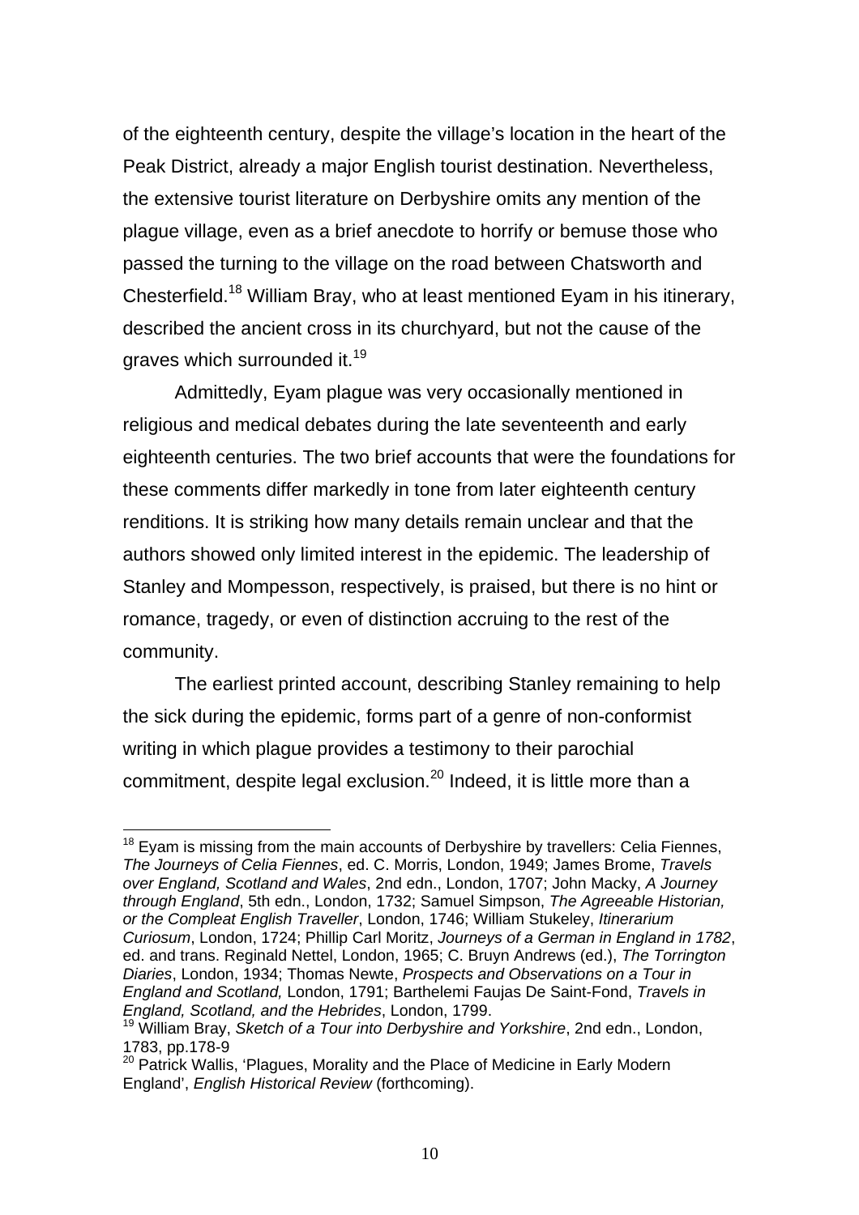of the eighteenth century, despite the village's location in the heart of the Peak District, already a major English tourist destination. Nevertheless, the extensive tourist literature on Derbyshire omits any mention of the plague village, even as a brief anecdote to horrify or bemuse those who passed the turning to the village on the road between Chatsworth and Chesterfield.[18] William Bray, who at least mentioned Eyam in his itinerary, described the ancient cross in its churchyard, but not the cause of the graves which surrounded it.[19]

Admittedly, Eyam plague was very occasionally mentioned in religious and medical debates during the late seventeenth and early eighteenth centuries. The two brief accounts that were the foundations for these comments differ markedly in tone from later eighteenth century renditions. It is striking how many details remain unclear and that the authors showed only limited interest in the epidemic. The leadership of Stanley and Mompesson, respectively, is praised, but there is no hint or romance, tragedy, or even of distinction accruing to the rest of the community.

The earliest printed account, describing Stanley remaining to help the sick during the epidemic, forms part of a genre of non-conformist writing in which plague provides a testimony to their parochial commitment, despite legal exclusion.[20] Indeed, it is little more than a

---

[18] Eyam is missing from the main accounts of Derbyshire by travellers: Celia Fiennes, *The Journeys of Celia Fiennes*, ed. C. Morris, London, 1949; James Brome, *Travels over England, Scotland and Wales*, 2nd edn., London, 1707; John Macky, *A Journey through England*, 5th edn., London, 1732; Samuel Simpson, *The Agreeable Historian, or the Compleat English Traveller*, London, 1746; William Stukeley, *Itinerarium Curiosum*, London, 1724; Phillip Carl Moritz, *Journeys of a German in England in 1782*, ed. and trans. Reginald Nettel, London, 1965; C. Bruyn Andrews (ed.), *The Torrington Diaries*, London, 1934; Thomas Newte, *Prospects and Observations on a Tour in England and Scotland,* London, 1791; Barthelemi Faujas De Saint-Fond, *Travels in England, Scotland, and the Hebrides*, London, 1799.

[19] William Bray, *Sketch of a Tour into Derbyshire and Yorkshire*, 2nd edn., London, 1783, pp.178-9

[20] Patrick Wallis, 'Plagues, Morality and the Place of Medicine in Early Modern England', *English Historical Review* (forthcoming).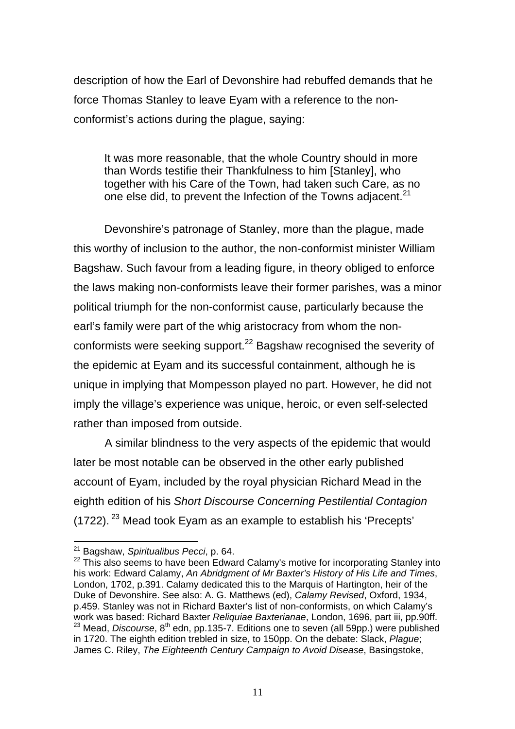description of how the Earl of Devonshire had rebuffed demands that he force Thomas Stanley to leave Eyam with a reference to the non-conformist's actions during the plague, saying:

> It was more reasonable, that the whole Country should in more than Words testifie their Thankfulness to him [Stanley], who together with his Care of the Town, had taken such Care, as no one else did, to prevent the Infection of the Towns adjacent.[21]

Devonshire's patronage of Stanley, more than the plague, made this worthy of inclusion to the author, the non-conformist minister William Bagshaw. Such favour from a leading figure, in theory obliged to enforce the laws making non-conformists leave their former parishes, was a minor political triumph for the non-conformist cause, particularly because the earl's family were part of the whig aristocracy from whom the non-conformists were seeking support.[22] Bagshaw recognised the severity of the epidemic at Eyam and its successful containment, although he is unique in implying that Mompesson played no part. However, he did not imply the village's experience was unique, heroic, or even self-selected rather than imposed from outside.

A similar blindness to the very aspects of the epidemic that would later be most notable can be observed in the other early published account of Eyam, included by the royal physician Richard Mead in the eighth edition of his *Short Discourse Concerning Pestilential Contagion* (1722).[23] Mead took Eyam as an example to establish his 'Precepts'

---

[21] Bagshaw, *Spiritualibus Pecci*, p. 64.

[22] This also seems to have been Edward Calamy's motive for incorporating Stanley into his work: Edward Calamy, *An Abridgment of Mr Baxter's History of His Life and Times*, London, 1702, p.391. Calamy dedicated this to the Marquis of Hartington, heir of the Duke of Devonshire. See also: A. G. Matthews (ed), *Calamy Revised*, Oxford, 1934, p.459. Stanley was not in Richard Baxter's list of non-conformists, on which Calamy's work was based: Richard Baxter *Reliquiae Baxterianae*, London, 1696, part iii, pp.90ff.

[23] Mead, *Discourse*, 8th edn, pp.135-7. Editions one to seven (all 59pp.) were published in 1720. The eighth edition trebled in size, to 150pp. On the debate: Slack, *Plague*; James C. Riley, *The Eighteenth Century Campaign to Avoid Disease*, Basingstoke,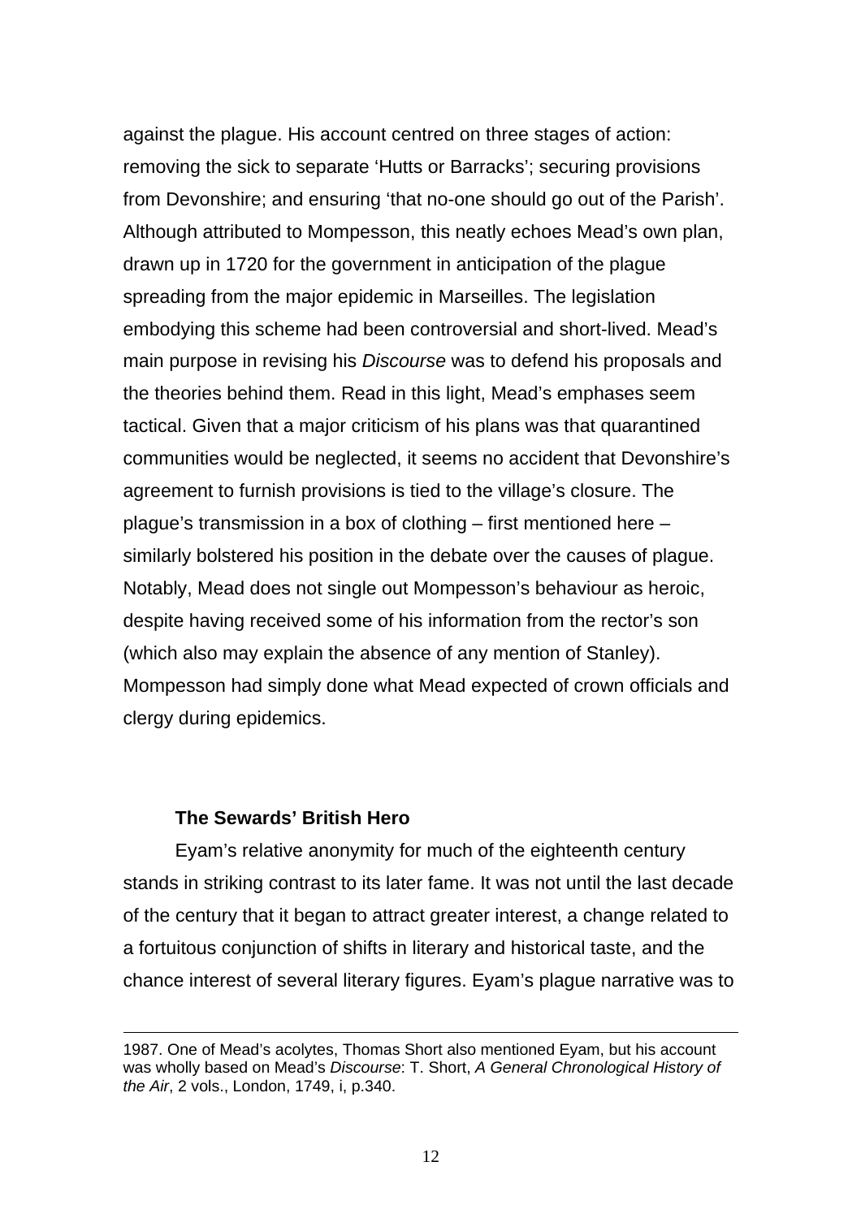against the plague. His account centred on three stages of action: removing the sick to separate 'Hutts or Barracks'; securing provisions from Devonshire; and ensuring 'that no-one should go out of the Parish'. Although attributed to Mompesson, this neatly echoes Mead's own plan, drawn up in 1720 for the government in anticipation of the plague spreading from the major epidemic in Marseilles. The legislation embodying this scheme had been controversial and short-lived. Mead's main purpose in revising his *Discourse* was to defend his proposals and the theories behind them. Read in this light, Mead's emphases seem tactical. Given that a major criticism of his plans was that quarantined communities would be neglected, it seems no accident that Devonshire's agreement to furnish provisions is tied to the village's closure. The plague's transmission in a box of clothing – first mentioned here – similarly bolstered his position in the debate over the causes of plague. Notably, Mead does not single out Mompesson's behaviour as heroic, despite having received some of his information from the rector's son (which also may explain the absence of any mention of Stanley). Mompesson had simply done what Mead expected of crown officials and clergy during epidemics.

### The Sewards' British Hero

Eyam's relative anonymity for much of the eighteenth century stands in striking contrast to its later fame. It was not until the last decade of the century that it began to attract greater interest, a change related to a fortuitous conjunction of shifts in literary and historical taste, and the chance interest of several literary figures. Eyam's plague narrative was to

---

1987. One of Mead's acolytes, Thomas Short also mentioned Eyam, but his account was wholly based on Mead's *Discourse*: T. Short, *A General Chronological History of the Air*, 2 vols., London, 1749, i, p.340.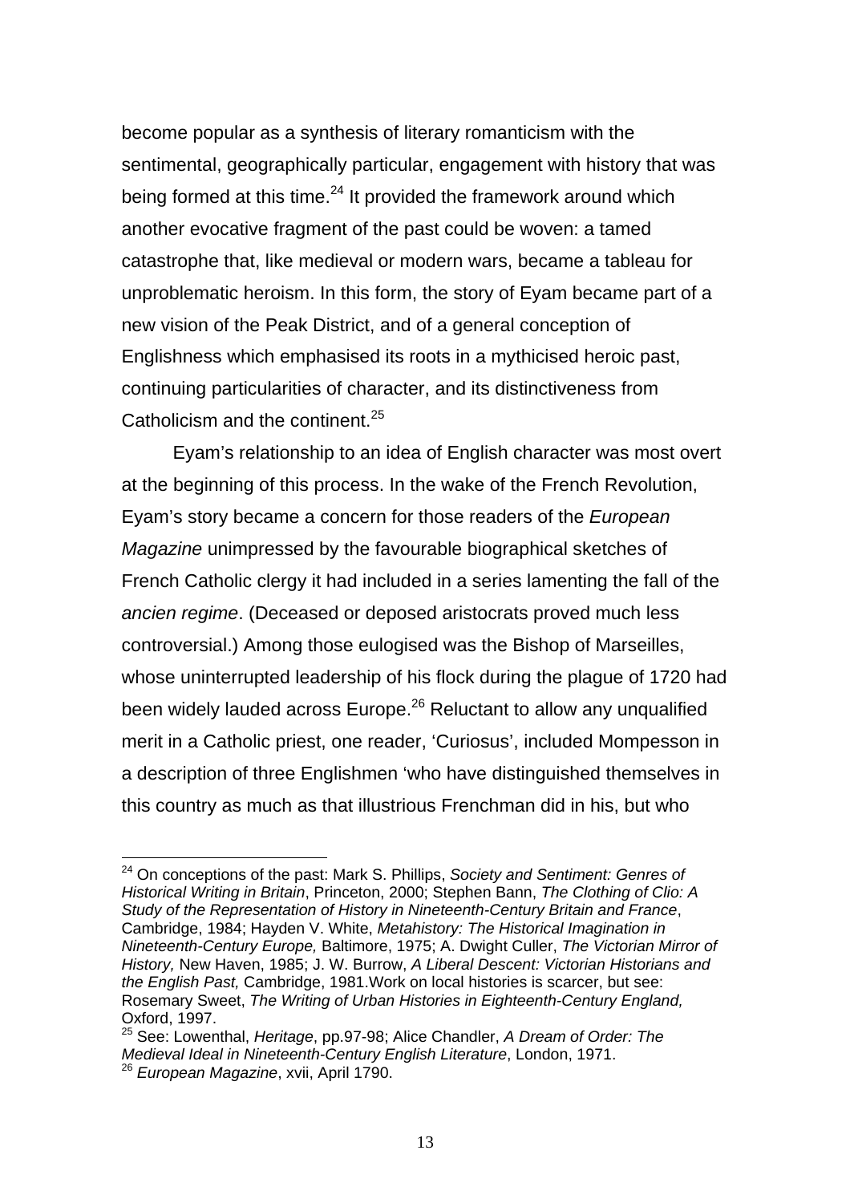become popular as a synthesis of literary romanticism with the sentimental, geographically particular, engagement with history that was being formed at this time.[24] It provided the framework around which another evocative fragment of the past could be woven: a tamed catastrophe that, like medieval or modern wars, became a tableau for unproblematic heroism. In this form, the story of Eyam became part of a new vision of the Peak District, and of a general conception of Englishness which emphasised its roots in a mythicised heroic past, continuing particularities of character, and its distinctiveness from Catholicism and the continent.[25]

Eyam's relationship to an idea of English character was most overt at the beginning of this process. In the wake of the French Revolution, Eyam's story became a concern for those readers of the *European Magazine* unimpressed by the favourable biographical sketches of French Catholic clergy it had included in a series lamenting the fall of the *ancien regime*. (Deceased or deposed aristocrats proved much less controversial.) Among those eulogised was the Bishop of Marseilles, whose uninterrupted leadership of his flock during the plague of 1720 had been widely lauded across Europe.[26] Reluctant to allow any unqualified merit in a Catholic priest, one reader, 'Curiosus', included Mompesson in a description of three Englishmen 'who have distinguished themselves in this country as much as that illustrious Frenchman did in his, but who

---

[24] On conceptions of the past: Mark S. Phillips, *Society and Sentiment: Genres of Historical Writing in Britain*, Princeton, 2000; Stephen Bann, *The Clothing of Clio: A Study of the Representation of History in Nineteenth-Century Britain and France*, Cambridge, 1984; Hayden V. White, *Metahistory: The Historical Imagination in Nineteenth-Century Europe,* Baltimore, 1975; A. Dwight Culler, *The Victorian Mirror of History,* New Haven, 1985; J. W. Burrow, *A Liberal Descent: Victorian Historians and the English Past,* Cambridge, 1981.Work on local histories is scarcer, but see: Rosemary Sweet, *The Writing of Urban Histories in Eighteenth-Century England,* Oxford, 1997.

[25] See: Lowenthal, *Heritage*, pp.97-98; Alice Chandler, *A Dream of Order: The Medieval Ideal in Nineteenth-Century English Literature*, London, 1971.

[26] *European Magazine*, xvii, April 1790.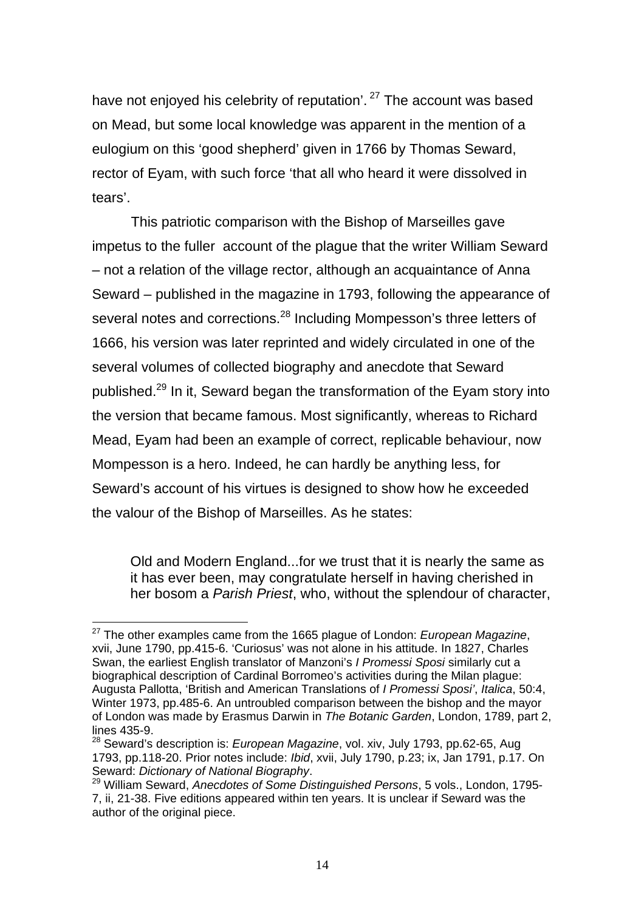have not enjoyed his celebrity of reputation'. [27] The account was based on Mead, but some local knowledge was apparent in the mention of a eulogium on this 'good shepherd' given in 1766 by Thomas Seward, rector of Eyam, with such force 'that all who heard it were dissolved in tears'.

This patriotic comparison with the Bishop of Marseilles gave impetus to the fuller account of the plague that the writer William Seward – not a relation of the village rector, although an acquaintance of Anna Seward – published in the magazine in 1793, following the appearance of several notes and corrections.[28] Including Mompesson's three letters of 1666, his version was later reprinted and widely circulated in one of the several volumes of collected biography and anecdote that Seward published.[29] In it, Seward began the transformation of the Eyam story into the version that became famous. Most significantly, whereas to Richard Mead, Eyam had been an example of correct, replicable behaviour, now Mompesson is a hero. Indeed, he can hardly be anything less, for Seward's account of his virtues is designed to show how he exceeded the valour of the Bishop of Marseilles. As he states:

> Old and Modern England...for we trust that it is nearly the same as it has ever been, may congratulate herself in having cherished in her bosom a *Parish Priest*, who, without the splendour of character,

---

[27] The other examples came from the 1665 plague of London: *European Magazine*, xvii, June 1790, pp.415-6. 'Curiosus' was not alone in his attitude. In 1827, Charles Swan, the earliest English translator of Manzoni's *I Promessi Sposi* similarly cut a biographical description of Cardinal Borromeo's activities during the Milan plague: Augusta Pallotta, 'British and American Translations of *I Promessi Sposi*', *Italica*, 50:4, Winter 1973, pp.485-6. An untroubled comparison between the bishop and the mayor of London was made by Erasmus Darwin in *The Botanic Garden*, London, 1789, part 2, lines 435-9.

[28] Seward's description is: *European Magazine*, vol. xiv, July 1793, pp.62-65, Aug 1793, pp.118-20. Prior notes include: *Ibid*, xvii, July 1790, p.23; ix, Jan 1791, p.17. On Seward: *Dictionary of National Biography*.

[29] William Seward, *Anecdotes of Some Distinguished Persons*, 5 vols., London, 1795-7, ii, 21-38. Five editions appeared within ten years. It is unclear if Seward was the author of the original piece.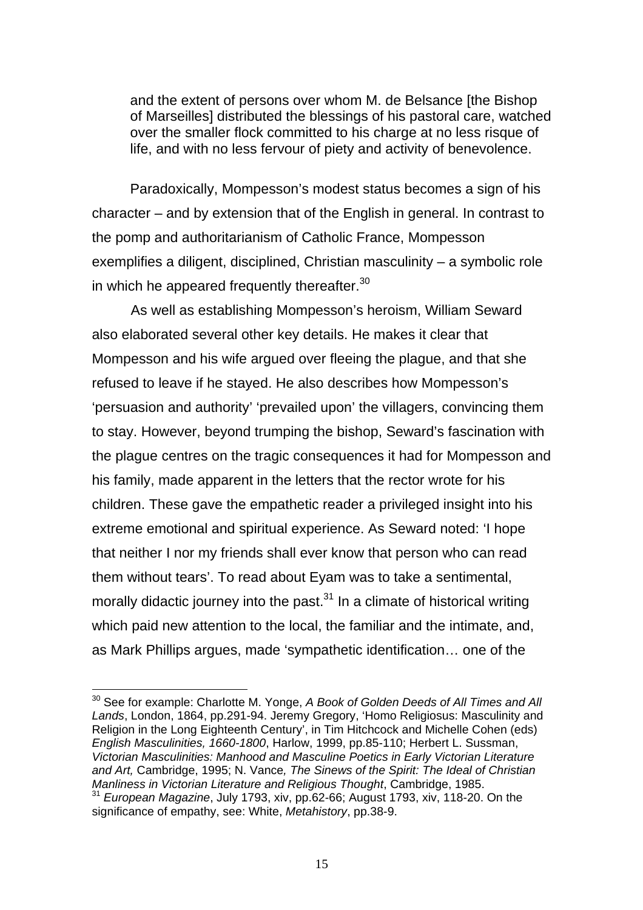> and the extent of persons over whom M. de Belsance [the Bishop of Marseilles] distributed the blessings of his pastoral care, watched over the smaller flock committed to his charge at no less risque of life, and with no less fervour of piety and activity of benevolence.

Paradoxically, Mompesson's modest status becomes a sign of his character – and by extension that of the English in general. In contrast to the pomp and authoritarianism of Catholic France, Mompesson exemplifies a diligent, disciplined, Christian masculinity – a symbolic role in which he appeared frequently thereafter.[30]

As well as establishing Mompesson's heroism, William Seward also elaborated several other key details. He makes it clear that Mompesson and his wife argued over fleeing the plague, and that she refused to leave if he stayed. He also describes how Mompesson's 'persuasion and authority' 'prevailed upon' the villagers, convincing them to stay. However, beyond trumping the bishop, Seward's fascination with the plague centres on the tragic consequences it had for Mompesson and his family, made apparent in the letters that the rector wrote for his children. These gave the empathetic reader a privileged insight into his extreme emotional and spiritual experience. As Seward noted: 'I hope that neither I nor my friends shall ever know that person who can read them without tears'. To read about Eyam was to take a sentimental, morally didactic journey into the past.[31] In a climate of historical writing which paid new attention to the local, the familiar and the intimate, and, as Mark Phillips argues, made 'sympathetic identification… one of the

---

[30] See for example: Charlotte M. Yonge, *A Book of Golden Deeds of All Times and All Lands*, London, 1864, pp.291-94. Jeremy Gregory, 'Homo Religiosus: Masculinity and Religion in the Long Eighteenth Century', in Tim Hitchcock and Michelle Cohen (eds) *English Masculinities, 1660-1800*, Harlow, 1999, pp.85-110; Herbert L. Sussman, *Victorian Masculinities: Manhood and Masculine Poetics in Early Victorian Literature and Art,* Cambridge, 1995; N. Vance*, The Sinews of the Spirit: The Ideal of Christian Manliness in Victorian Literature and Religious Thought*, Cambridge, 1985.

[31] *European Magazine*, July 1793, xiv, pp.62-66; August 1793, xiv, 118-20. On the significance of empathy, see: White, *Metahistory*, pp.38-9.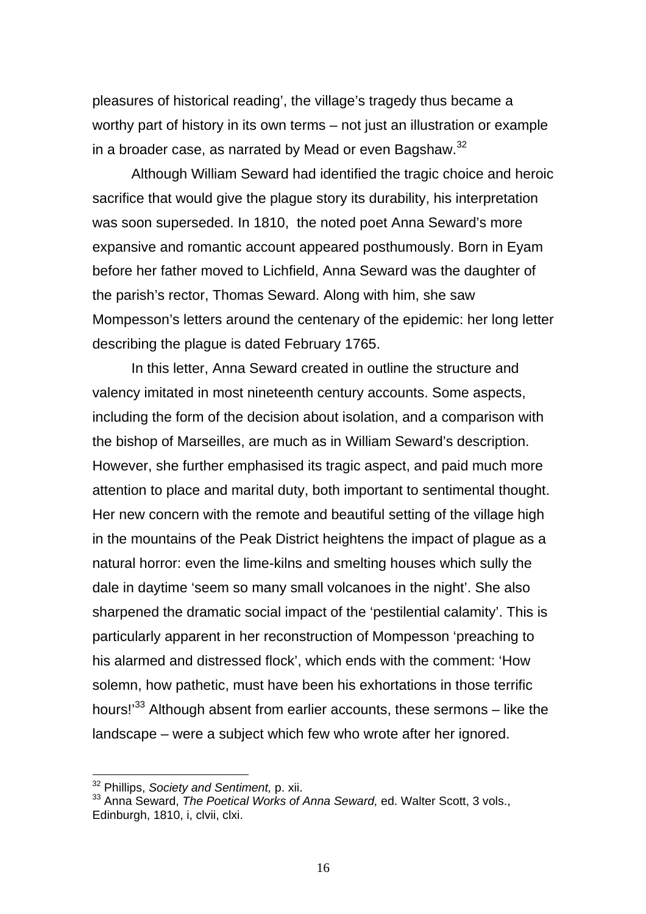pleasures of historical reading', the village's tragedy thus became a worthy part of history in its own terms – not just an illustration or example in a broader case, as narrated by Mead or even Bagshaw.[32]

Although William Seward had identified the tragic choice and heroic sacrifice that would give the plague story its durability, his interpretation was soon superseded. In 1810, the noted poet Anna Seward's more expansive and romantic account appeared posthumously. Born in Eyam before her father moved to Lichfield, Anna Seward was the daughter of the parish's rector, Thomas Seward. Along with him, she saw Mompesson's letters around the centenary of the epidemic: her long letter describing the plague is dated February 1765.

In this letter, Anna Seward created in outline the structure and valency imitated in most nineteenth century accounts. Some aspects, including the form of the decision about isolation, and a comparison with the bishop of Marseilles, are much as in William Seward's description. However, she further emphasised its tragic aspect, and paid much more attention to place and marital duty, both important to sentimental thought. Her new concern with the remote and beautiful setting of the village high in the mountains of the Peak District heightens the impact of plague as a natural horror: even the lime-kilns and smelting houses which sully the dale in daytime 'seem so many small volcanoes in the night'. She also sharpened the dramatic social impact of the 'pestilential calamity'. This is particularly apparent in her reconstruction of Mompesson 'preaching to his alarmed and distressed flock', which ends with the comment: 'How solemn, how pathetic, must have been his exhortations in those terrific hours!'[33] Although absent from earlier accounts, these sermons – like the landscape – were a subject which few who wrote after her ignored.

---

[32] Phillips, *Society and Sentiment,* p. xii.

[33] Anna Seward, *The Poetical Works of Anna Seward,* ed. Walter Scott, 3 vols., Edinburgh, 1810, i, clvii, clxi.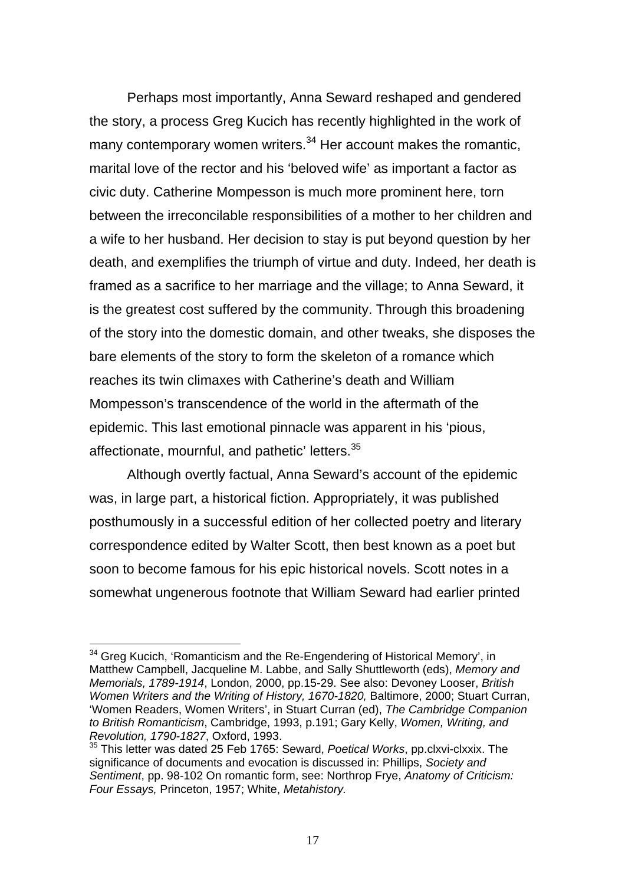Perhaps most importantly, Anna Seward reshaped and gendered the story, a process Greg Kucich has recently highlighted in the work of many contemporary women writers.[34] Her account makes the romantic, marital love of the rector and his 'beloved wife' as important a factor as civic duty. Catherine Mompesson is much more prominent here, torn between the irreconcilable responsibilities of a mother to her children and a wife to her husband. Her decision to stay is put beyond question by her death, and exemplifies the triumph of virtue and duty. Indeed, her death is framed as a sacrifice to her marriage and the village; to Anna Seward, it is the greatest cost suffered by the community. Through this broadening of the story into the domestic domain, and other tweaks, she disposes the bare elements of the story to form the skeleton of a romance which reaches its twin climaxes with Catherine's death and William Mompesson's transcendence of the world in the aftermath of the epidemic. This last emotional pinnacle was apparent in his 'pious, affectionate, mournful, and pathetic' letters.[35]

Although overtly factual, Anna Seward's account of the epidemic was, in large part, a historical fiction. Appropriately, it was published posthumously in a successful edition of her collected poetry and literary correspondence edited by Walter Scott, then best known as a poet but soon to become famous for his epic historical novels. Scott notes in a somewhat ungenerous footnote that William Seward had earlier printed

---

[34] Greg Kucich, 'Romanticism and the Re-Engendering of Historical Memory', in Matthew Campbell, Jacqueline M. Labbe, and Sally Shuttleworth (eds), *Memory and Memorials, 1789-1914*, London, 2000, pp.15-29. See also: Devoney Looser, *British Women Writers and the Writing of History, 1670-1820,* Baltimore, 2000; Stuart Curran, 'Women Readers, Women Writers', in Stuart Curran (ed), *The Cambridge Companion to British Romanticism*, Cambridge, 1993, p.191; Gary Kelly, *Women, Writing, and Revolution, 1790-1827*, Oxford, 1993.

[35] This letter was dated 25 Feb 1765: Seward, *Poetical Works*, pp.clxvi-clxxix. The significance of documents and evocation is discussed in: Phillips, *Society and Sentiment*, pp. 98-102 On romantic form, see: Northrop Frye, *Anatomy of Criticism: Four Essays,* Princeton, 1957; White, *Metahistory.*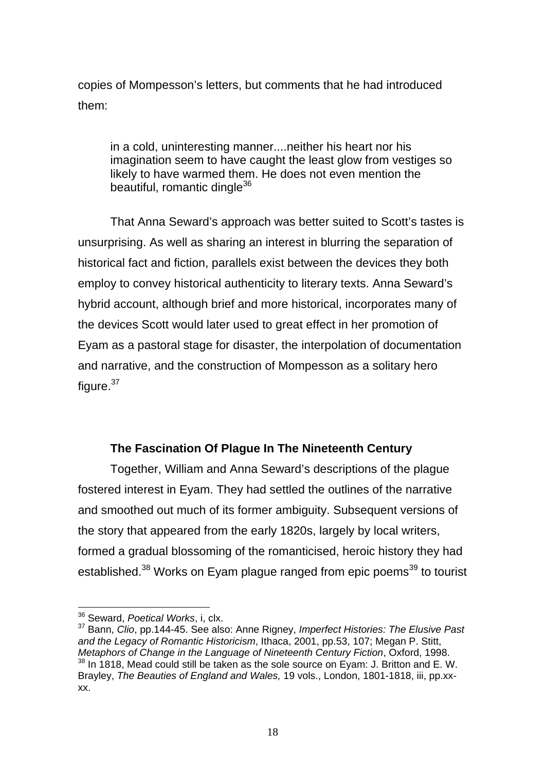copies of Mompesson's letters, but comments that he had introduced them:

> in a cold, uninteresting manner....neither his heart nor his imagination seem to have caught the least glow from vestiges so likely to have warmed them. He does not even mention the beautiful, romantic dingle[36]

That Anna Seward's approach was better suited to Scott's tastes is unsurprising. As well as sharing an interest in blurring the separation of historical fact and fiction, parallels exist between the devices they both employ to convey historical authenticity to literary texts. Anna Seward's hybrid account, although brief and more historical, incorporates many of the devices Scott would later used to great effect in her promotion of Eyam as a pastoral stage for disaster, the interpolation of documentation and narrative, and the construction of Mompesson as a solitary hero figure.[37]

### The Fascination Of Plague In The Nineteenth Century

Together, William and Anna Seward's descriptions of the plague fostered interest in Eyam. They had settled the outlines of the narrative and smoothed out much of its former ambiguity. Subsequent versions of the story that appeared from the early 1820s, largely by local writers, formed a gradual blossoming of the romanticised, heroic history they had established.[38] Works on Eyam plague ranged from epic poems[39] to tourist

---

[36] Seward, *Poetical Works*, i, clx.

[37] Bann, *Clio*, pp.144-45. See also: Anne Rigney, *Imperfect Histories: The Elusive Past and the Legacy of Romantic Historicism*, Ithaca, 2001, pp.53, 107; Megan P. Stitt, *Metaphors of Change in the Language of Nineteenth Century Fiction*, Oxford, 1998.

[38] In 1818, Mead could still be taken as the sole source on Eyam: J. Britton and E. W. Brayley, *The Beauties of England and Wales,* 19 vols., London, 1801-1818, iii, pp.xx-xx.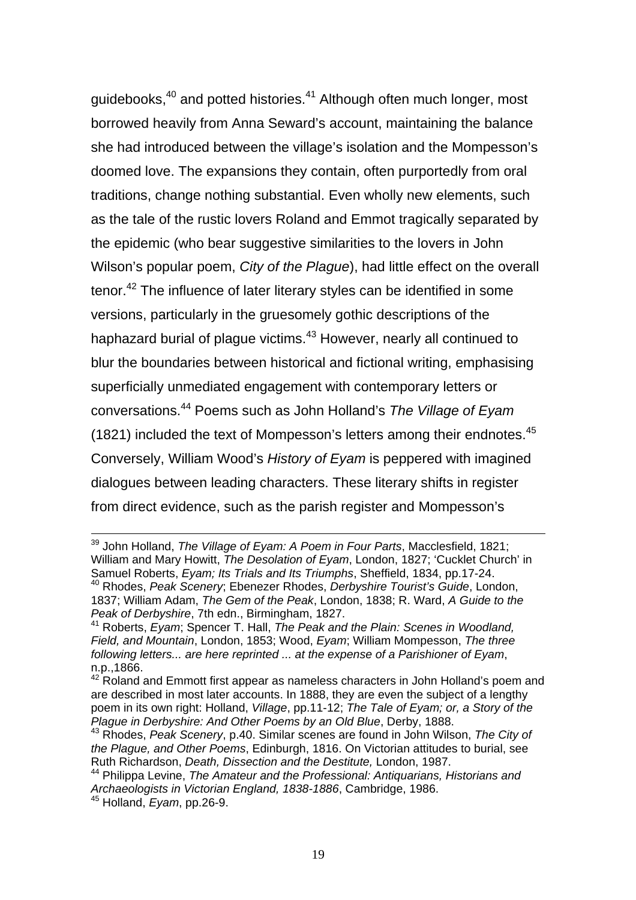guidebooks,[40] and potted histories.[41] Although often much longer, most borrowed heavily from Anna Seward's account, maintaining the balance she had introduced between the village's isolation and the Mompesson's doomed love. The expansions they contain, often purportedly from oral traditions, change nothing substantial. Even wholly new elements, such as the tale of the rustic lovers Roland and Emmot tragically separated by the epidemic (who bear suggestive similarities to the lovers in John Wilson's popular poem, *City of the Plague*), had little effect on the overall tenor.[42] The influence of later literary styles can be identified in some versions, particularly in the gruesomely gothic descriptions of the haphazard burial of plague victims.[43] However, nearly all continued to blur the boundaries between historical and fictional writing, emphasising superficially unmediated engagement with contemporary letters or conversations.[44] Poems such as John Holland's *The Village of Eyam* (1821) included the text of Mompesson's letters among their endnotes.[45] Conversely, William Wood's *History of Eyam* is peppered with imagined dialogues between leading characters. These literary shifts in register from direct evidence, such as the parish register and Mompesson's

---

[39] John Holland, *The Village of Eyam: A Poem in Four Parts*, Macclesfield, 1821; William and Mary Howitt, *The Desolation of Eyam*, London, 1827; 'Cucklet Church' in Samuel Roberts, *Eyam; Its Trials and Its Triumphs*, Sheffield, 1834, pp.17-24.

[40] Rhodes, *Peak Scenery*; Ebenezer Rhodes, *Derbyshire Tourist's Guide*, London, 1837; William Adam, *The Gem of the Peak*, London, 1838; R. Ward, *A Guide to the Peak of Derbyshire*, 7th edn., Birmingham, 1827.

[41] Roberts, *Eyam*; Spencer T. Hall, *The Peak and the Plain: Scenes in Woodland, Field, and Mountain*, London, 1853; Wood, *Eyam*; William Mompesson, *The three following letters... are here reprinted ... at the expense of a Parishioner of Eyam*, n.p.,1866.

[42] Roland and Emmott first appear as nameless characters in John Holland's poem and are described in most later accounts. In 1888, they are even the subject of a lengthy poem in its own right: Holland, *Village*, pp.11-12; *The Tale of Eyam; or, a Story of the Plague in Derbyshire: And Other Poems by an Old Blue*, Derby, 1888.

[43] Rhodes, *Peak Scenery*, p.40. Similar scenes are found in John Wilson, *The City of the Plague, and Other Poems*, Edinburgh, 1816. On Victorian attitudes to burial, see Ruth Richardson, *Death, Dissection and the Destitute,* London, 1987.

[44] Philippa Levine, *The Amateur and the Professional: Antiquarians, Historians and Archaeologists in Victorian England, 1838-1886*, Cambridge, 1986.

[45] Holland, *Eyam*, pp.26-9.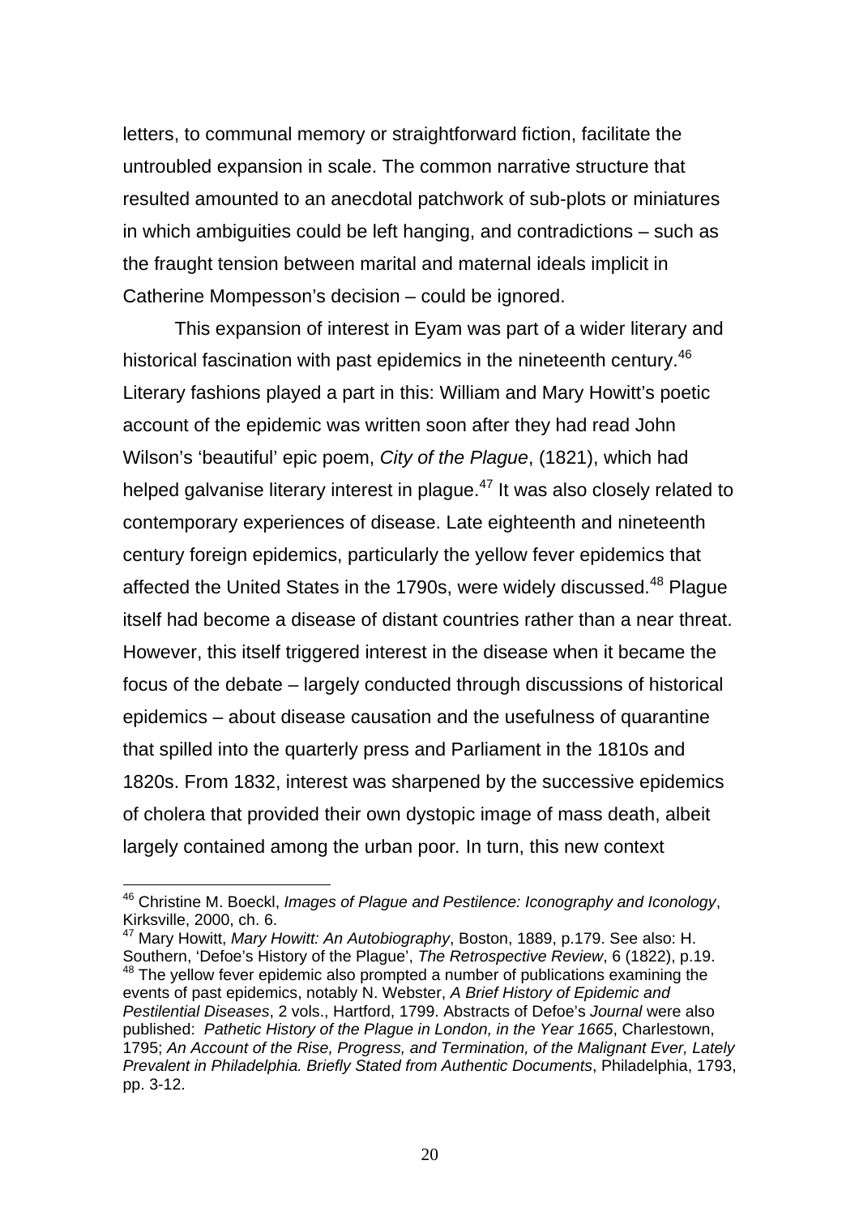letters, to communal memory or straightforward fiction, facilitate the untroubled expansion in scale. The common narrative structure that resulted amounted to an anecdotal patchwork of sub-plots or miniatures in which ambiguities could be left hanging, and contradictions – such as the fraught tension between marital and maternal ideals implicit in Catherine Mompesson's decision – could be ignored.

This expansion of interest in Eyam was part of a wider literary and historical fascination with past epidemics in the nineteenth century.[46] Literary fashions played a part in this: William and Mary Howitt's poetic account of the epidemic was written soon after they had read John Wilson's 'beautiful' epic poem, *City of the Plague*, (1821), which had helped galvanise literary interest in plague.[47] It was also closely related to contemporary experiences of disease. Late eighteenth and nineteenth century foreign epidemics, particularly the yellow fever epidemics that affected the United States in the 1790s, were widely discussed.[48] Plague itself had become a disease of distant countries rather than a near threat. However, this itself triggered interest in the disease when it became the focus of the debate – largely conducted through discussions of historical epidemics – about disease causation and the usefulness of quarantine that spilled into the quarterly press and Parliament in the 1810s and 1820s. From 1832, interest was sharpened by the successive epidemics of cholera that provided their own dystopic image of mass death, albeit largely contained among the urban poor. In turn, this new context

---

[46] Christine M. Boeckl, *Images of Plague and Pestilence: Iconography and Iconology*, Kirksville, 2000, ch. 6.

[47] Mary Howitt, *Mary Howitt: An Autobiography*, Boston, 1889, p.179. See also: H. Southern, 'Defoe's History of the Plague', *The Retrospective Review*, 6 (1822), p.19.

[48] The yellow fever epidemic also prompted a number of publications examining the events of past epidemics, notably N. Webster, *A Brief History of Epidemic and Pestilential Diseases*, 2 vols., Hartford, 1799. Abstracts of Defoe's *Journal* were also published: *Pathetic History of the Plague in London, in the Year 1665*, Charlestown, 1795; *An Account of the Rise, Progress, and Termination, of the Malignant Ever, Lately Prevalent in Philadelphia. Briefly Stated from Authentic Documents*, Philadelphia, 1793, pp. 3-12.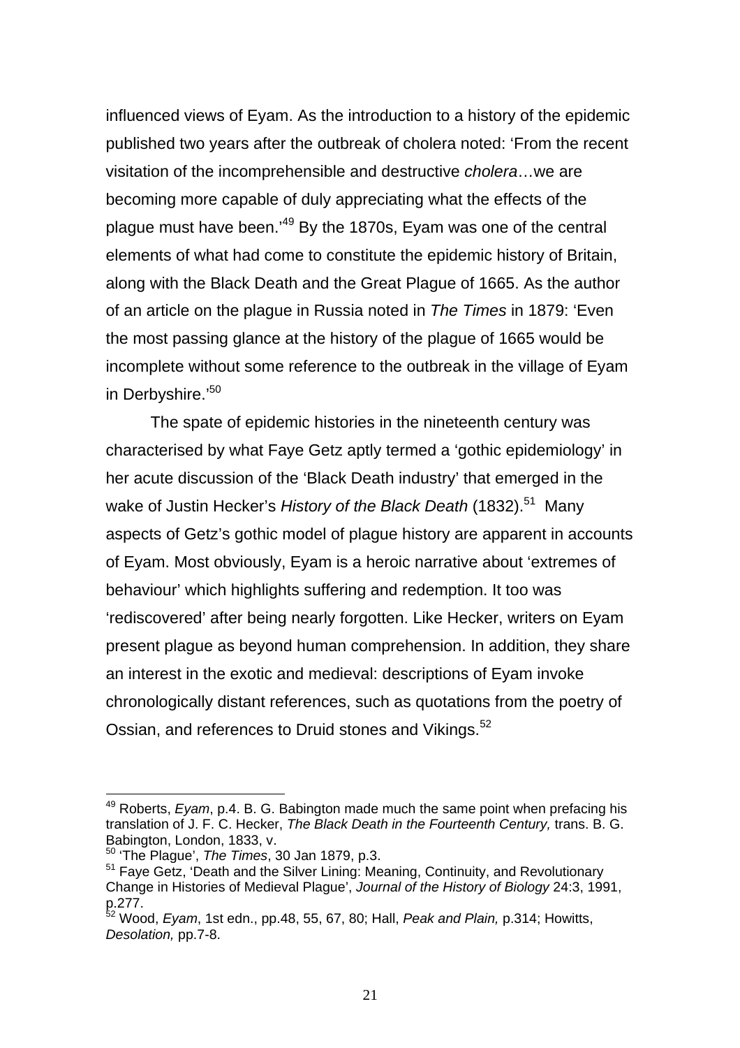influenced views of Eyam. As the introduction to a history of the epidemic published two years after the outbreak of cholera noted: 'From the recent visitation of the incomprehensible and destructive *cholera*…we are becoming more capable of duly appreciating what the effects of the plague must have been.'[49] By the 1870s, Eyam was one of the central elements of what had come to constitute the epidemic history of Britain, along with the Black Death and the Great Plague of 1665. As the author of an article on the plague in Russia noted in *The Times* in 1879: 'Even the most passing glance at the history of the plague of 1665 would be incomplete without some reference to the outbreak in the village of Eyam in Derbyshire.'[50]

The spate of epidemic histories in the nineteenth century was characterised by what Faye Getz aptly termed a 'gothic epidemiology' in her acute discussion of the 'Black Death industry' that emerged in the wake of Justin Hecker's *History of the Black Death* (1832).[51] Many aspects of Getz's gothic model of plague history are apparent in accounts of Eyam. Most obviously, Eyam is a heroic narrative about 'extremes of behaviour' which highlights suffering and redemption. It too was 'rediscovered' after being nearly forgotten. Like Hecker, writers on Eyam present plague as beyond human comprehension. In addition, they share an interest in the exotic and medieval: descriptions of Eyam invoke chronologically distant references, such as quotations from the poetry of Ossian, and references to Druid stones and Vikings.[52]

---

[49] Roberts, *Eyam*, p.4. B. G. Babington made much the same point when prefacing his translation of J. F. C. Hecker, *The Black Death in the Fourteenth Century,* trans. B. G. Babington, London, 1833, v.

[50] 'The Plague', *The Times*, 30 Jan 1879, p.3.

[51] Faye Getz, 'Death and the Silver Lining: Meaning, Continuity, and Revolutionary Change in Histories of Medieval Plague', *Journal of the History of Biology* 24:3, 1991, p.277.

[52] Wood, *Eyam*, 1st edn., pp.48, 55, 67, 80; Hall, *Peak and Plain,* p.314; Howitts, *Desolation,* pp.7-8.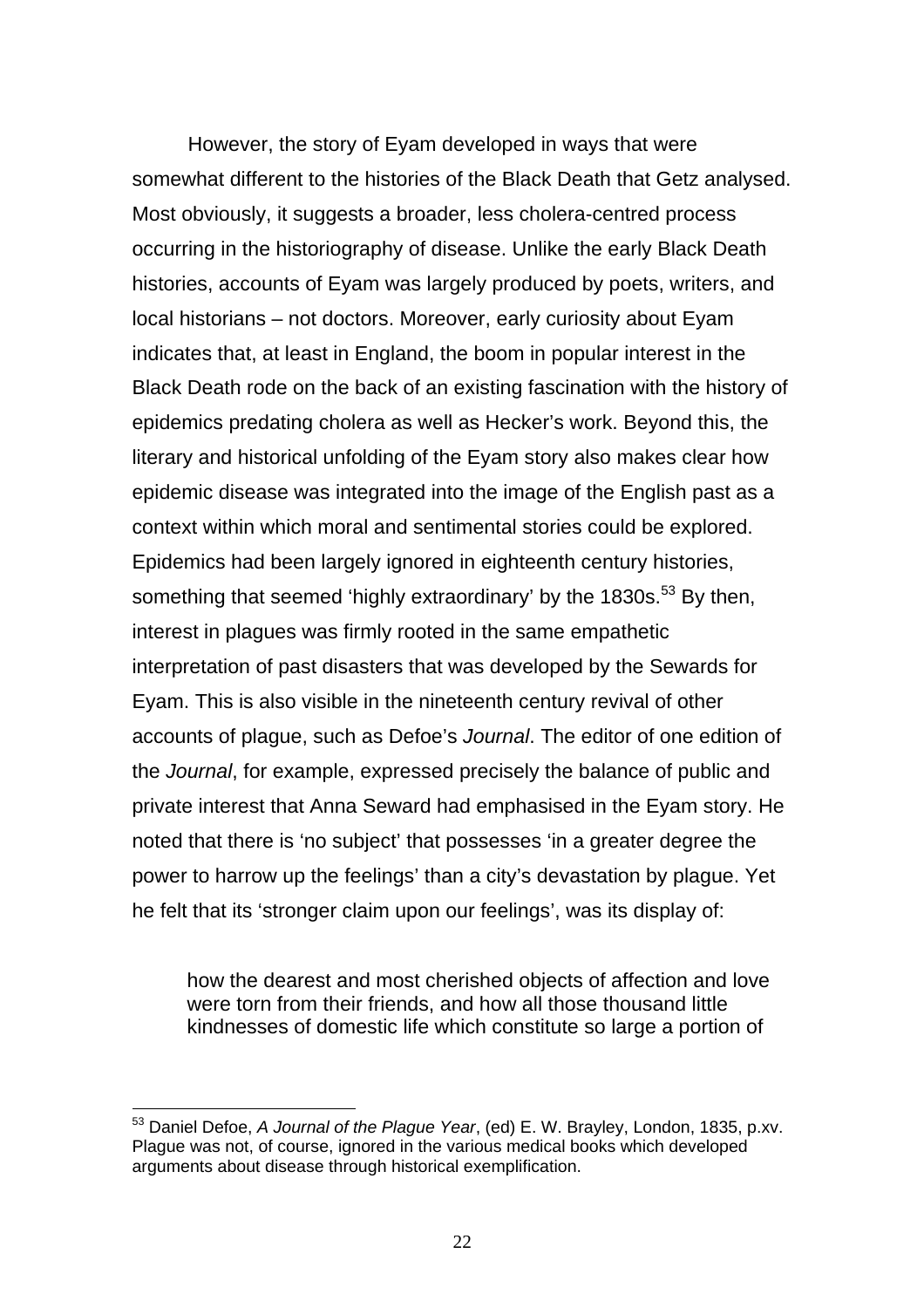However, the story of Eyam developed in ways that were somewhat different to the histories of the Black Death that Getz analysed. Most obviously, it suggests a broader, less cholera-centred process occurring in the historiography of disease. Unlike the early Black Death histories, accounts of Eyam was largely produced by poets, writers, and local historians – not doctors. Moreover, early curiosity about Eyam indicates that, at least in England, the boom in popular interest in the Black Death rode on the back of an existing fascination with the history of epidemics predating cholera as well as Hecker's work. Beyond this, the literary and historical unfolding of the Eyam story also makes clear how epidemic disease was integrated into the image of the English past as a context within which moral and sentimental stories could be explored. Epidemics had been largely ignored in eighteenth century histories, something that seemed 'highly extraordinary' by the 1830s.[53] By then, interest in plagues was firmly rooted in the same empathetic interpretation of past disasters that was developed by the Sewards for Eyam. This is also visible in the nineteenth century revival of other accounts of plague, such as Defoe's *Journal*. The editor of one edition of the *Journal*, for example, expressed precisely the balance of public and private interest that Anna Seward had emphasised in the Eyam story. He noted that there is 'no subject' that possesses 'in a greater degree the power to harrow up the feelings' than a city's devastation by plague. Yet he felt that its 'stronger claim upon our feelings', was its display of:

> how the dearest and most cherished objects of affection and love were torn from their friends, and how all those thousand little kindnesses of domestic life which constitute so large a portion of

---

[53] Daniel Defoe, *A Journal of the Plague Year*, (ed) E. W. Brayley, London, 1835, p.xv. Plague was not, of course, ignored in the various medical books which developed arguments about disease through historical exemplification.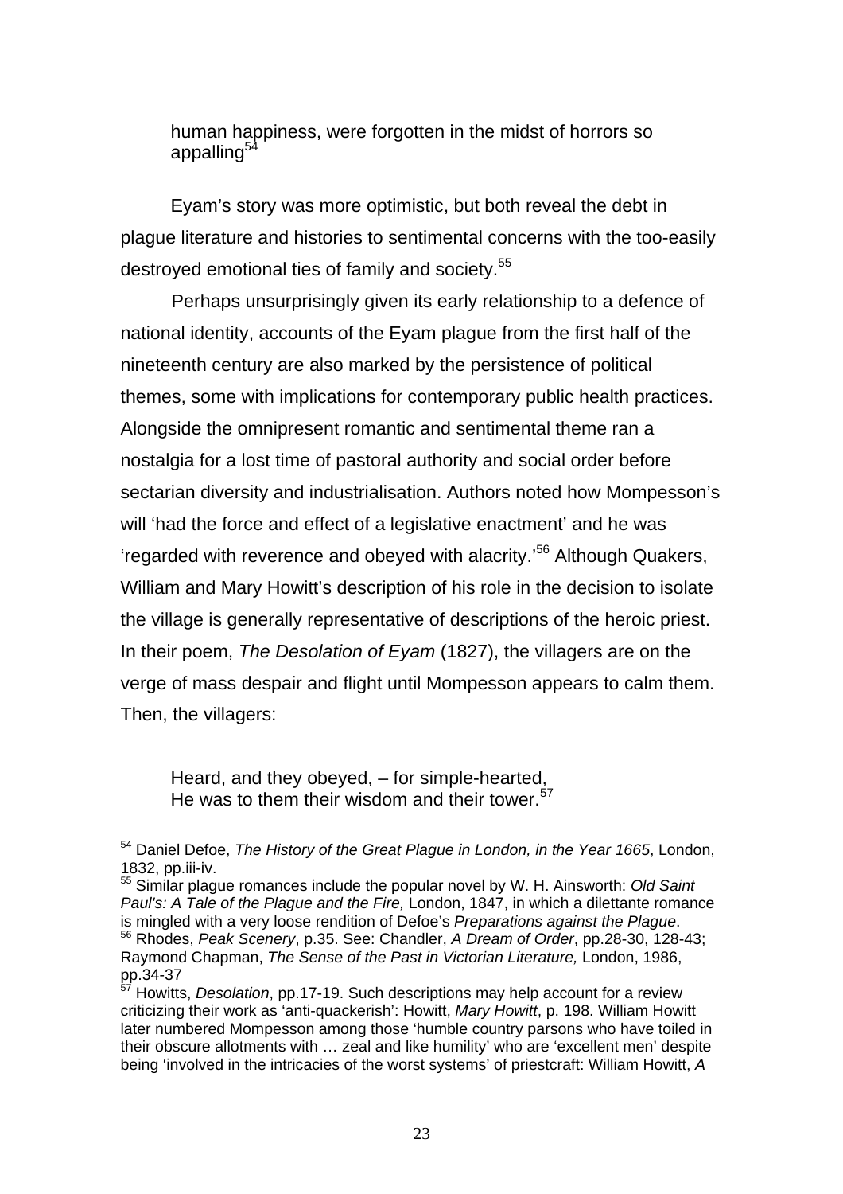> human happiness, were forgotten in the midst of horrors so appalling[54]

Eyam's story was more optimistic, but both reveal the debt in plague literature and histories to sentimental concerns with the too-easily destroyed emotional ties of family and society.[55]

Perhaps unsurprisingly given its early relationship to a defence of national identity, accounts of the Eyam plague from the first half of the nineteenth century are also marked by the persistence of political themes, some with implications for contemporary public health practices. Alongside the omnipresent romantic and sentimental theme ran a nostalgia for a lost time of pastoral authority and social order before sectarian diversity and industrialisation. Authors noted how Mompesson's will 'had the force and effect of a legislative enactment' and he was 'regarded with reverence and obeyed with alacrity.'[56] Although Quakers, William and Mary Howitt's description of his role in the decision to isolate the village is generally representative of descriptions of the heroic priest. In their poem, *The Desolation of Eyam* (1827), the villagers are on the verge of mass despair and flight until Mompesson appears to calm them. Then, the villagers:

> Heard, and they obeyed, – for simple-hearted,
> He was to them their wisdom and their tower.[57]

---

[54] Daniel Defoe, *The History of the Great Plague in London, in the Year 1665*, London, 1832, pp.iii-iv.

[55] Similar plague romances include the popular novel by W. H. Ainsworth: *Old Saint Paul's: A Tale of the Plague and the Fire,* London, 1847, in which a dilettante romance is mingled with a very loose rendition of Defoe's *Preparations against the Plague*.

[56] Rhodes, *Peak Scenery*, p.35. See: Chandler, *A Dream of Order*, pp.28-30, 128-43; Raymond Chapman, *The Sense of the Past in Victorian Literature,* London, 1986, pp.34-37

[57] Howitts, *Desolation*, pp.17-19. Such descriptions may help account for a review criticizing their work as 'anti-quackerish': Howitt, *Mary Howitt*, p. 198. William Howitt later numbered Mompesson among those 'humble country parsons who have toiled in their obscure allotments with … zeal and like humility' who are 'excellent men' despite being 'involved in the intricacies of the worst systems' of priestcraft: William Howitt, *A*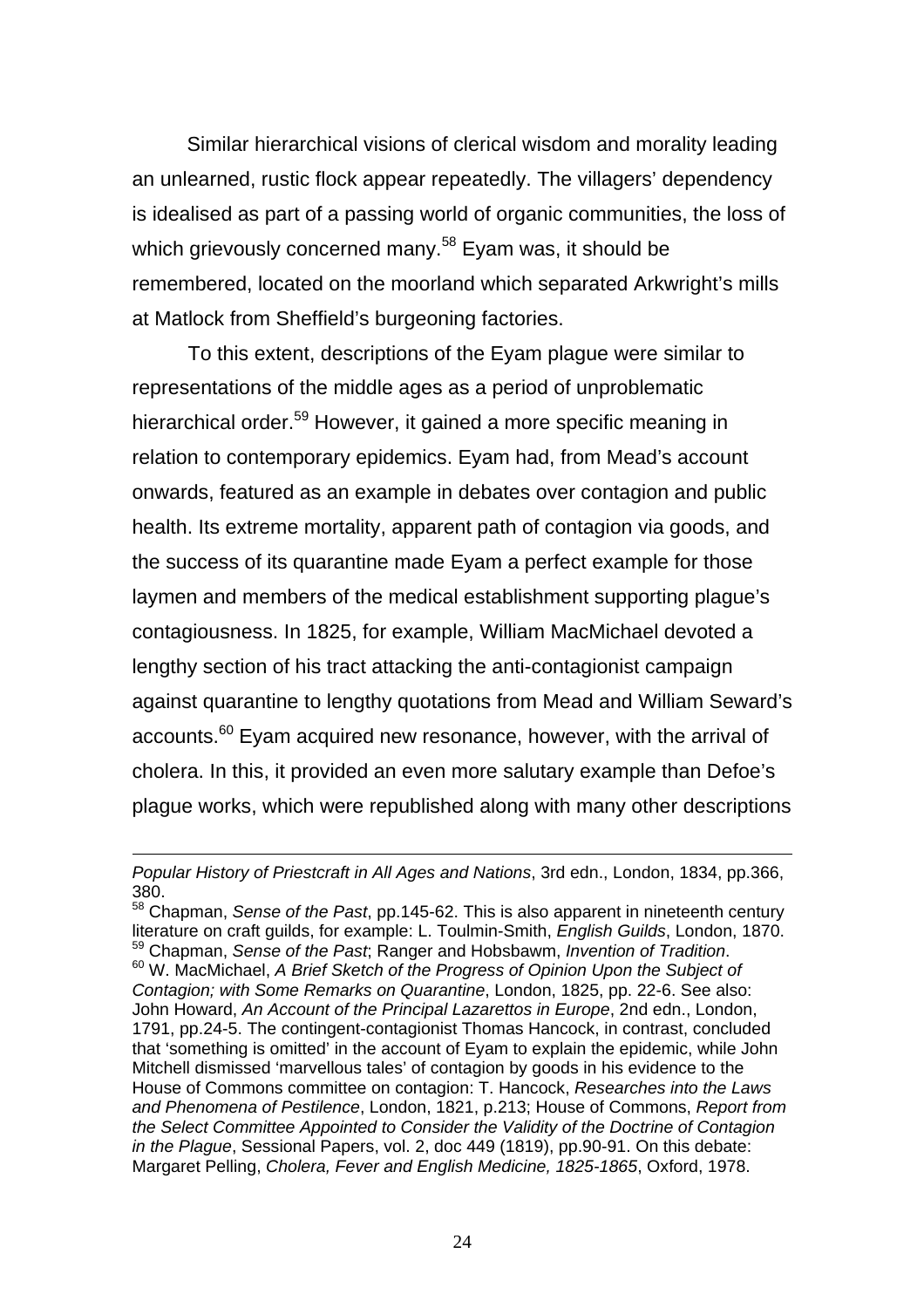Similar hierarchical visions of clerical wisdom and morality leading an unlearned, rustic flock appear repeatedly. The villagers' dependency is idealised as part of a passing world of organic communities, the loss of which grievously concerned many.[58] Eyam was, it should be remembered, located on the moorland which separated Arkwright's mills at Matlock from Sheffield's burgeoning factories.

To this extent, descriptions of the Eyam plague were similar to representations of the middle ages as a period of unproblematic hierarchical order.[59] However, it gained a more specific meaning in relation to contemporary epidemics. Eyam had, from Mead's account onwards, featured as an example in debates over contagion and public health. Its extreme mortality, apparent path of contagion via goods, and the success of its quarantine made Eyam a perfect example for those laymen and members of the medical establishment supporting plague's contagiousness. In 1825, for example, William MacMichael devoted a lengthy section of his tract attacking the anti-contagionist campaign against quarantine to lengthy quotations from Mead and William Seward's accounts.[60] Eyam acquired new resonance, however, with the arrival of cholera. In this, it provided an even more salutary example than Defoe's plague works, which were republished along with many other descriptions

---

*Popular History of Priestcraft in All Ages and Nations*, 3rd edn., London, 1834, pp.366, 380.

[58] Chapman, *Sense of the Past*, pp.145-62. This is also apparent in nineteenth century literature on craft guilds, for example: L. Toulmin-Smith, *English Guilds*, London, 1870.

[59] Chapman, *Sense of the Past*; Ranger and Hobsbawm, *Invention of Tradition*.

[60] W. MacMichael, *A Brief Sketch of the Progress of Opinion Upon the Subject of Contagion; with Some Remarks on Quarantine*, London, 1825, pp. 22-6. See also: John Howard, *An Account of the Principal Lazarettos in Europe*, 2nd edn., London, 1791, pp.24-5. The contingent-contagionist Thomas Hancock, in contrast, concluded that 'something is omitted' in the account of Eyam to explain the epidemic, while John Mitchell dismissed 'marvellous tales' of contagion by goods in his evidence to the House of Commons committee on contagion: T. Hancock, *Researches into the Laws and Phenomena of Pestilence*, London, 1821, p.213; House of Commons, *Report from the Select Committee Appointed to Consider the Validity of the Doctrine of Contagion in the Plague*, Sessional Papers, vol. 2, doc 449 (1819), pp.90-91. On this debate: Margaret Pelling, *Cholera, Fever and English Medicine, 1825-1865*, Oxford, 1978.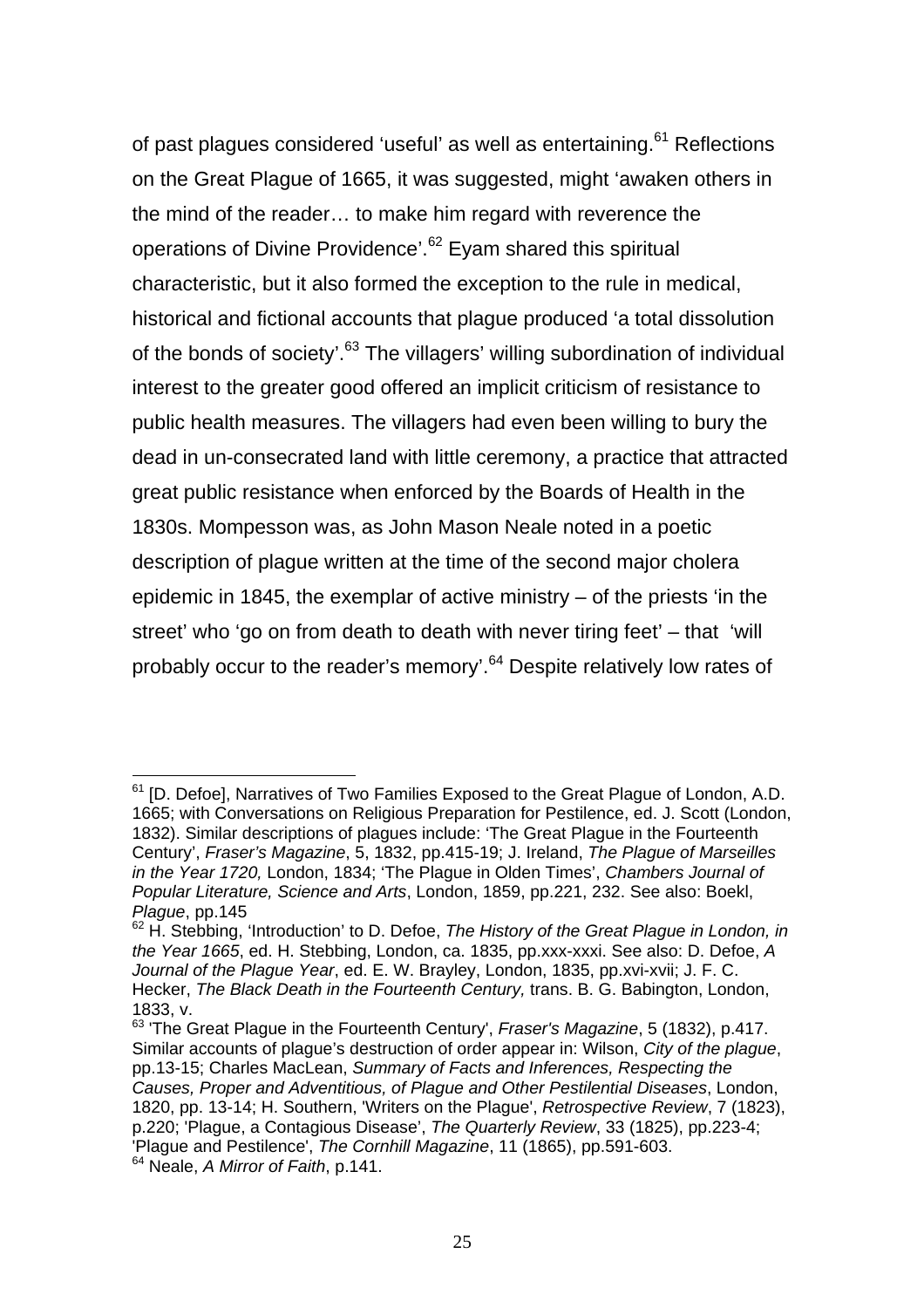of past plagues considered 'useful' as well as entertaining.[61] Reflections on the Great Plague of 1665, it was suggested, might 'awaken others in the mind of the reader… to make him regard with reverence the operations of Divine Providence'.[62] Eyam shared this spiritual characteristic, but it also formed the exception to the rule in medical, historical and fictional accounts that plague produced 'a total dissolution of the bonds of society'.[63] The villagers' willing subordination of individual interest to the greater good offered an implicit criticism of resistance to public health measures. The villagers had even been willing to bury the dead in un-consecrated land with little ceremony, a practice that attracted great public resistance when enforced by the Boards of Health in the 1830s. Mompesson was, as John Mason Neale noted in a poetic description of plague written at the time of the second major cholera epidemic in 1845, the exemplar of active ministry – of the priests 'in the street' who 'go on from death to death with never tiring feet' – that 'will probably occur to the reader's memory'.[64] Despite relatively low rates of

---

[61] [D. Defoe], Narratives of Two Families Exposed to the Great Plague of London, A.D. 1665; with Conversations on Religious Preparation for Pestilence, ed. J. Scott (London, 1832). Similar descriptions of plagues include: 'The Great Plague in the Fourteenth Century', *Fraser's Magazine*, 5, 1832, pp.415-19; J. Ireland, *The Plague of Marseilles in the Year 1720,* London, 1834; 'The Plague in Olden Times', *Chambers Journal of Popular Literature, Science and Arts*, London, 1859, pp.221, 232. See also: Boekl, *Plague*, pp.145

[62] H. Stebbing, 'Introduction' to D. Defoe, *The History of the Great Plague in London, in the Year 1665*, ed. H. Stebbing, London, ca. 1835, pp.xxx-xxxi. See also: D. Defoe, *A Journal of the Plague Year*, ed. E. W. Brayley, London, 1835, pp.xvi-xvii; J. F. C. Hecker, *The Black Death in the Fourteenth Century,* trans. B. G. Babington, London, 1833, v.

[63] 'The Great Plague in the Fourteenth Century', *Fraser's Magazine*, 5 (1832), p.417. Similar accounts of plague's destruction of order appear in: Wilson, *City of the plague*, pp.13-15; Charles MacLean, *Summary of Facts and Inferences, Respecting the Causes, Proper and Adventitious, of Plague and Other Pestilential Diseases*, London, 1820, pp. 13-14; H. Southern, 'Writers on the Plague', *Retrospective Review*, 7 (1823), p.220; 'Plague, a Contagious Disease', *The Quarterly Review*, 33 (1825), pp.223-4; 'Plague and Pestilence', *The Cornhill Magazine*, 11 (1865), pp.591-603.

[64] Neale, *A Mirror of Faith*, p.141.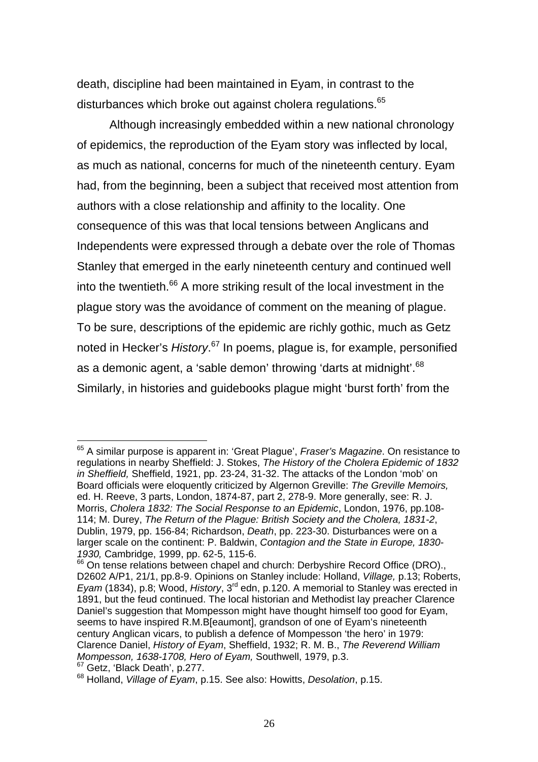death, discipline had been maintained in Eyam, in contrast to the disturbances which broke out against cholera regulations.[65]

Although increasingly embedded within a new national chronology of epidemics, the reproduction of the Eyam story was inflected by local, as much as national, concerns for much of the nineteenth century. Eyam had, from the beginning, been a subject that received most attention from authors with a close relationship and affinity to the locality. One consequence of this was that local tensions between Anglicans and Independents were expressed through a debate over the role of Thomas Stanley that emerged in the early nineteenth century and continued well into the twentieth.[66] A more striking result of the local investment in the plague story was the avoidance of comment on the meaning of plague. To be sure, descriptions of the epidemic are richly gothic, much as Getz noted in Hecker's *History*.[67] In poems, plague is, for example, personified as a demonic agent, a 'sable demon' throwing 'darts at midnight'.[68] Similarly, in histories and guidebooks plague might 'burst forth' from the

---

[65] A similar purpose is apparent in: 'Great Plague', *Fraser's Magazine*. On resistance to regulations in nearby Sheffield: J. Stokes, *The History of the Cholera Epidemic of 1832 in Sheffield,* Sheffield, 1921, pp. 23-24, 31-32. The attacks of the London 'mob' on Board officials were eloquently criticized by Algernon Greville: *The Greville Memoirs,* ed. H. Reeve, 3 parts, London, 1874-87, part 2, 278-9. More generally, see: R. J. Morris, *Cholera 1832: The Social Response to an Epidemic*, London, 1976, pp.108-114; M. Durey, *The Return of the Plague: British Society and the Cholera, 1831-2*, Dublin, 1979, pp. 156-84; Richardson, *Death*, pp. 223-30. Disturbances were on a larger scale on the continent: P. Baldwin, *Contagion and the State in Europe, 1830-1930,* Cambridge, 1999, pp. 62-5, 115-6.

[66] On tense relations between chapel and church: Derbyshire Record Office (DRO)., D2602 A/P1, 21/1, pp.8-9. Opinions on Stanley include: Holland, *Village,* p.13; Roberts, *Eyam* (1834), p.8; Wood, *History*, 3rd edn, p.120. A memorial to Stanley was erected in 1891, but the feud continued. The local historian and Methodist lay preacher Clarence Daniel's suggestion that Mompesson might have thought himself too good for Eyam, seems to have inspired R.M.B[eaumont], grandson of one of Eyam's nineteenth century Anglican vicars, to publish a defence of Mompesson 'the hero' in 1979: Clarence Daniel, *History of Eyam*, Sheffield, 1932; R. M. B., *The Reverend William Mompesson, 1638-1708, Hero of Eyam,* Southwell, 1979, p.3.

[67] Getz, 'Black Death', p.277.

[68] Holland, *Village of Eyam*, p.15. See also: Howitts, *Desolation*, p.15.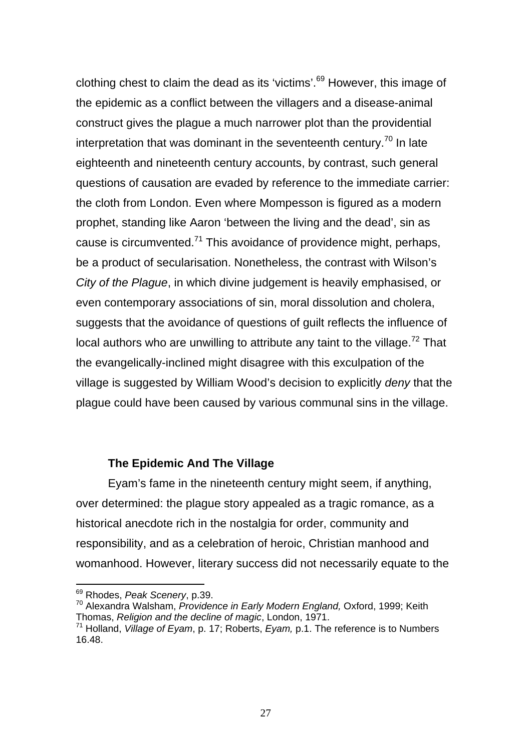clothing chest to claim the dead as its 'victims'.[69] However, this image of the epidemic as a conflict between the villagers and a disease-animal construct gives the plague a much narrower plot than the providential interpretation that was dominant in the seventeenth century.[70] In late eighteenth and nineteenth century accounts, by contrast, such general questions of causation are evaded by reference to the immediate carrier: the cloth from London. Even where Mompesson is figured as a modern prophet, standing like Aaron 'between the living and the dead', sin as cause is circumvented.[71] This avoidance of providence might, perhaps, be a product of secularisation. Nonetheless, the contrast with Wilson's *City of the Plague*, in which divine judgement is heavily emphasised, or even contemporary associations of sin, moral dissolution and cholera, suggests that the avoidance of questions of guilt reflects the influence of local authors who are unwilling to attribute any taint to the village.[72] That the evangelically-inclined might disagree with this exculpation of the village is suggested by William Wood's decision to explicitly *deny* that the plague could have been caused by various communal sins in the village.

### The Epidemic And The Village

Eyam's fame in the nineteenth century might seem, if anything, over determined: the plague story appealed as a tragic romance, as a historical anecdote rich in the nostalgia for order, community and responsibility, and as a celebration of heroic, Christian manhood and womanhood. However, literary success did not necessarily equate to the

---

[69] Rhodes, *Peak Scenery*, p.39.

[70] Alexandra Walsham, *Providence in Early Modern England,* Oxford, 1999; Keith Thomas, *Religion and the decline of magic*, London, 1971.

[71] Holland, *Village of Eyam*, p. 17; Roberts, *Eyam,* p.1. The reference is to Numbers 16.48.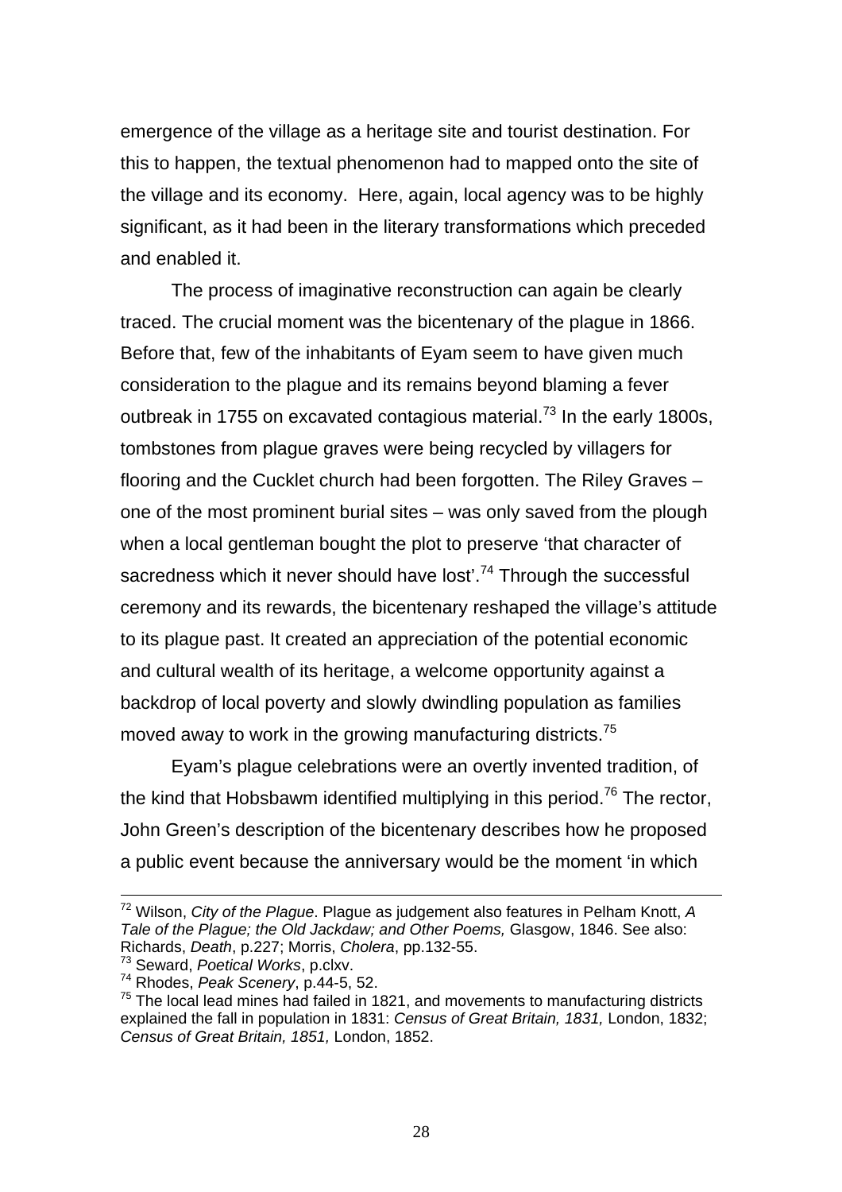emergence of the village as a heritage site and tourist destination. For this to happen, the textual phenomenon had to mapped onto the site of the village and its economy. Here, again, local agency was to be highly significant, as it had been in the literary transformations which preceded and enabled it.

The process of imaginative reconstruction can again be clearly traced. The crucial moment was the bicentenary of the plague in 1866. Before that, few of the inhabitants of Eyam seem to have given much consideration to the plague and its remains beyond blaming a fever outbreak in 1755 on excavated contagious material.[73] In the early 1800s, tombstones from plague graves were being recycled by villagers for flooring and the Cucklet church had been forgotten. The Riley Graves – one of the most prominent burial sites – was only saved from the plough when a local gentleman bought the plot to preserve 'that character of sacredness which it never should have lost'.[74] Through the successful ceremony and its rewards, the bicentenary reshaped the village's attitude to its plague past. It created an appreciation of the potential economic and cultural wealth of its heritage, a welcome opportunity against a backdrop of local poverty and slowly dwindling population as families moved away to work in the growing manufacturing districts.[75]

Eyam's plague celebrations were an overtly invented tradition, of the kind that Hobsbawm identified multiplying in this period.[76] The rector, John Green's description of the bicentenary describes how he proposed a public event because the anniversary would be the moment 'in which

---

[72] Wilson, *City of the Plague*. Plague as judgement also features in Pelham Knott, *A Tale of the Plague; the Old Jackdaw; and Other Poems,* Glasgow, 1846. See also: Richards, *Death*, p.227; Morris, *Cholera*, pp.132-55.

[73] Seward, *Poetical Works*, p.clxv.

[74] Rhodes, *Peak Scenery*, p.44-5, 52.

[75] The local lead mines had failed in 1821, and movements to manufacturing districts explained the fall in population in 1831: *Census of Great Britain, 1831,* London, 1832; *Census of Great Britain, 1851,* London, 1852.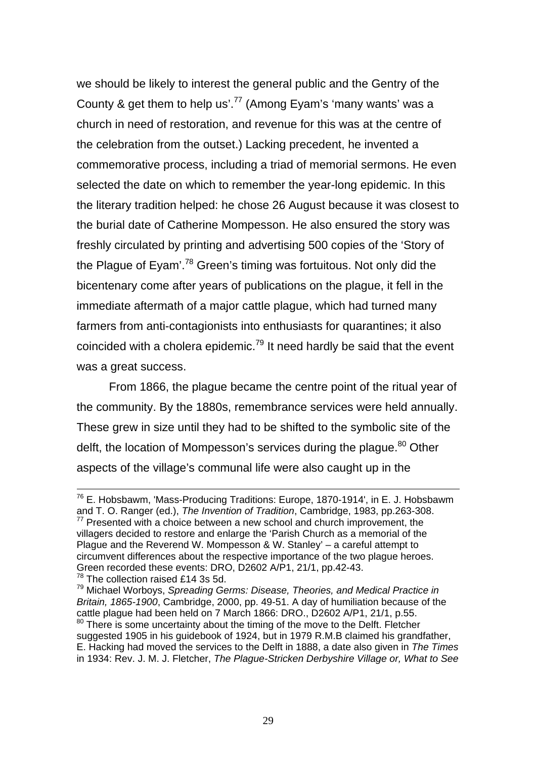we should be likely to interest the general public and the Gentry of the County & get them to help us'.[77] (Among Eyam's 'many wants' was a church in need of restoration, and revenue for this was at the centre of the celebration from the outset.) Lacking precedent, he invented a commemorative process, including a triad of memorial sermons. He even selected the date on which to remember the year-long epidemic. In this the literary tradition helped: he chose 26 August because it was closest to the burial date of Catherine Mompesson. He also ensured the story was freshly circulated by printing and advertising 500 copies of the 'Story of the Plague of Eyam'.[78] Green's timing was fortuitous. Not only did the bicentenary come after years of publications on the plague, it fell in the immediate aftermath of a major cattle plague, which had turned many farmers from anti-contagionists into enthusiasts for quarantines; it also coincided with a cholera epidemic.[79] It need hardly be said that the event was a great success.

From 1866, the plague became the centre point of the ritual year of the community. By the 1880s, remembrance services were held annually. These grew in size until they had to be shifted to the symbolic site of the delft, the location of Mompesson's services during the plague.[80] Other aspects of the village's communal life were also caught up in the

---

[76] E. Hobsbawm, 'Mass-Producing Traditions: Europe, 1870-1914', in E. J. Hobsbawm and T. O. Ranger (ed.), *The Invention of Tradition*, Cambridge, 1983, pp.263-308.

[77] Presented with a choice between a new school and church improvement, the villagers decided to restore and enlarge the 'Parish Church as a memorial of the Plague and the Reverend W. Mompesson & W. Stanley' – a careful attempt to circumvent differences about the respective importance of the two plague heroes. Green recorded these events: DRO, D2602 A/P1, 21/1, pp.42-43.

[78] The collection raised £14 3s 5d.

[79] Michael Worboys, *Spreading Germs: Disease, Theories, and Medical Practice in Britain, 1865-1900*, Cambridge, 2000, pp. 49-51. A day of humiliation because of the cattle plague had been held on 7 March 1866: DRO., D2602 A/P1, 21/1, p.55.

[80] There is some uncertainty about the timing of the move to the Delft. Fletcher suggested 1905 in his guidebook of 1924, but in 1979 R.M.B claimed his grandfather, E. Hacking had moved the services to the Delft in 1888, a date also given in *The Times* in 1934: Rev. J. M. J. Fletcher, *The Plague-Stricken Derbyshire Village or, What to See*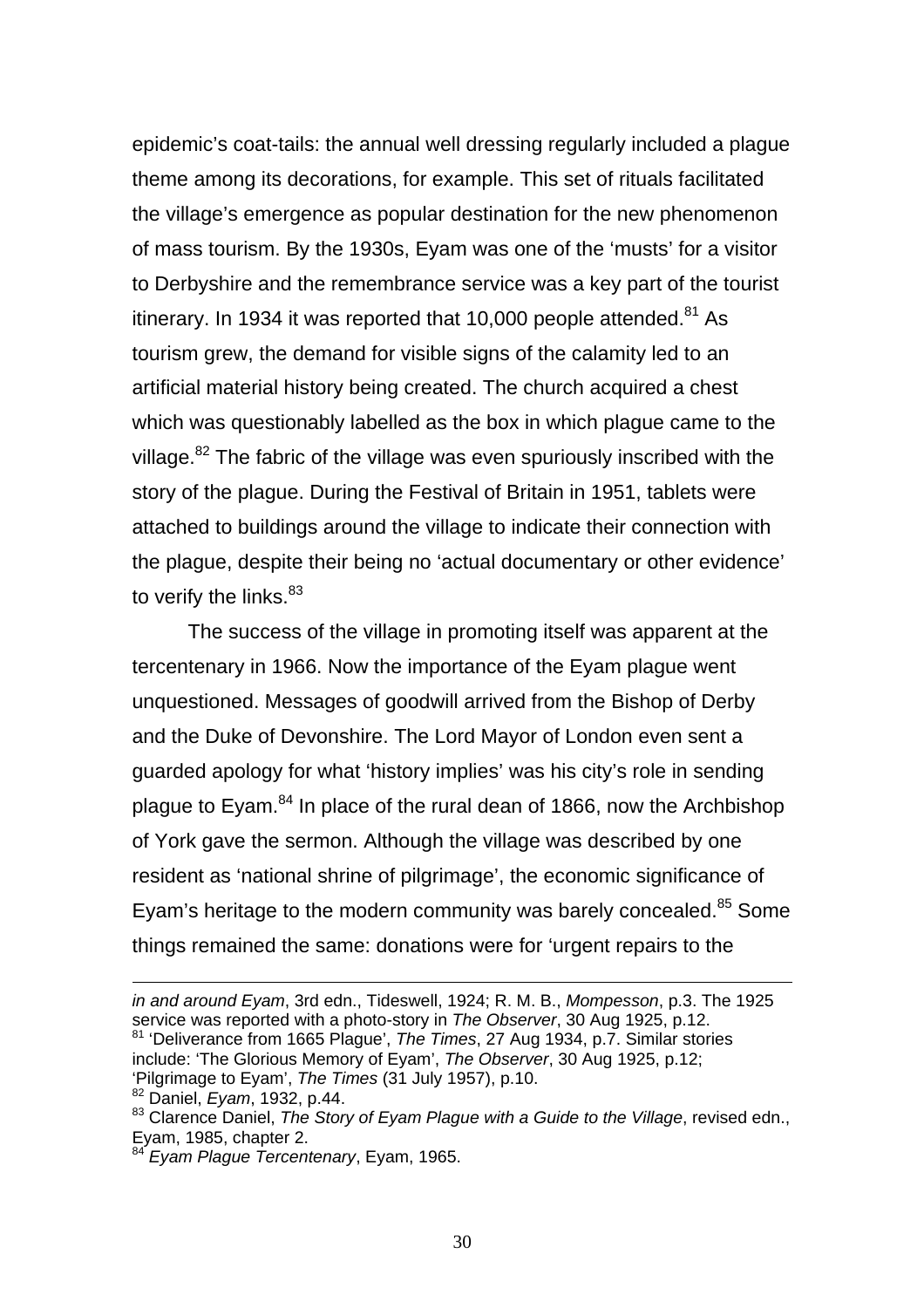epidemic's coat-tails: the annual well dressing regularly included a plague theme among its decorations, for example. This set of rituals facilitated the village's emergence as popular destination for the new phenomenon of mass tourism. By the 1930s, Eyam was one of the 'musts' for a visitor to Derbyshire and the remembrance service was a key part of the tourist itinerary. In 1934 it was reported that 10,000 people attended.[81] As tourism grew, the demand for visible signs of the calamity led to an artificial material history being created. The church acquired a chest which was questionably labelled as the box in which plague came to the village.[82] The fabric of the village was even spuriously inscribed with the story of the plague. During the Festival of Britain in 1951, tablets were attached to buildings around the village to indicate their connection with the plague, despite their being no 'actual documentary or other evidence' to verify the links.[83]

The success of the village in promoting itself was apparent at the tercentenary in 1966. Now the importance of the Eyam plague went unquestioned. Messages of goodwill arrived from the Bishop of Derby and the Duke of Devonshire. The Lord Mayor of London even sent a guarded apology for what 'history implies' was his city's role in sending plague to Eyam.[84] In place of the rural dean of 1866, now the Archbishop of York gave the sermon. Although the village was described by one resident as 'national shrine of pilgrimage', the economic significance of Eyam's heritage to the modern community was barely concealed.[85] Some things remained the same: donations were for 'urgent repairs to the

---

*in and around Eyam*, 3rd edn., Tideswell, 1924; R. M. B., *Mompesson*, p.3. The 1925 service was reported with a photo-story in *The Observer*, 30 Aug 1925, p.12.

[81] 'Deliverance from 1665 Plague', *The Times*, 27 Aug 1934, p.7. Similar stories include: 'The Glorious Memory of Eyam', *The Observer*, 30 Aug 1925, p.12; 'Pilgrimage to Eyam', *The Times* (31 July 1957), p.10.

[82] Daniel, *Eyam*, 1932, p.44.

[83] Clarence Daniel, *The Story of Eyam Plague with a Guide to the Village*, revised edn., Eyam, 1985, chapter 2.

[84] *Eyam Plague Tercentenary*, Eyam, 1965.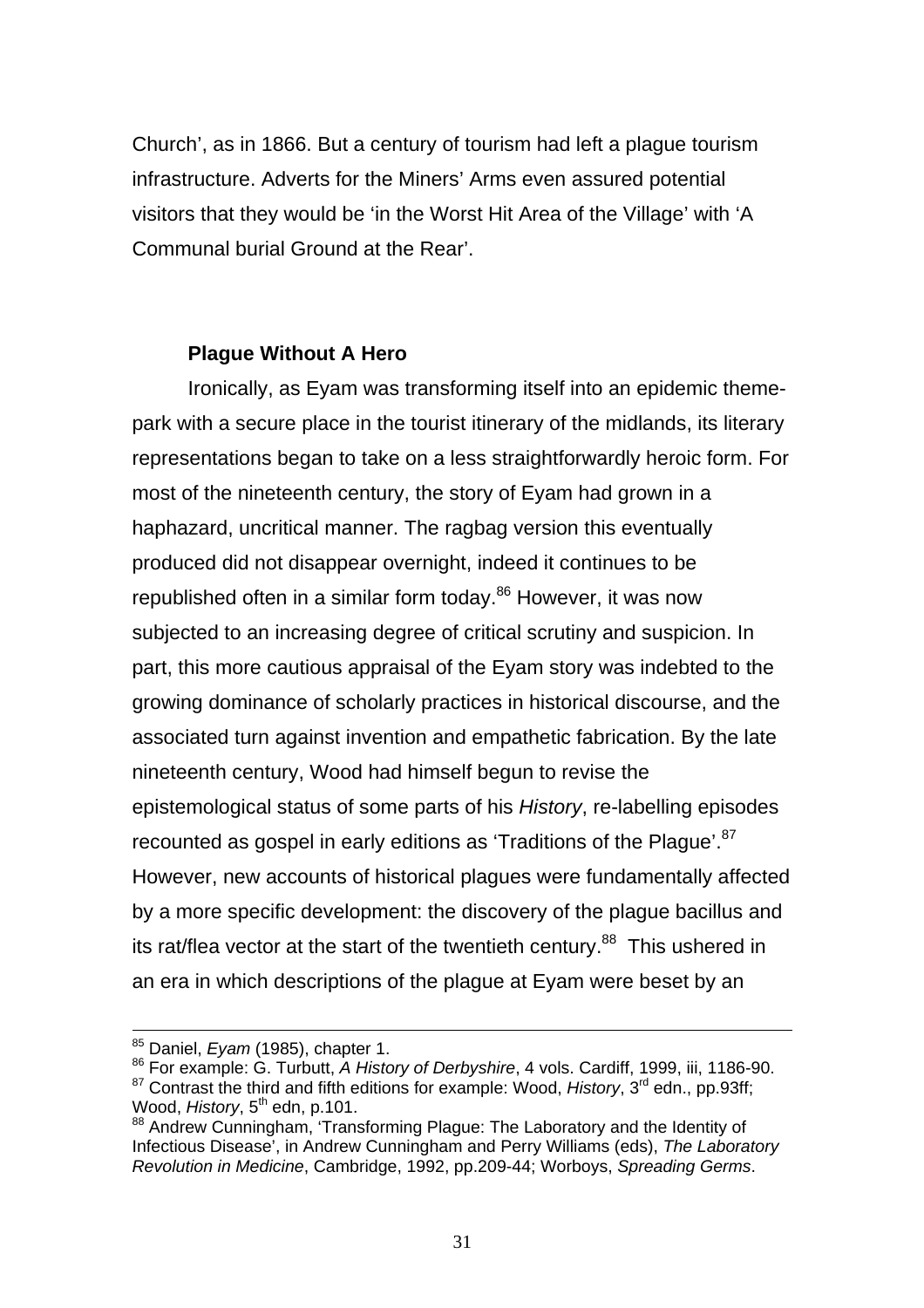Church', as in 1866. But a century of tourism had left a plague tourism infrastructure. Adverts for the Miners' Arms even assured potential visitors that they would be 'in the Worst Hit Area of the Village' with 'A Communal burial Ground at the Rear'.

### Plague Without A Hero

Ironically, as Eyam was transforming itself into an epidemic theme-park with a secure place in the tourist itinerary of the midlands, its literary representations began to take on a less straightforwardly heroic form. For most of the nineteenth century, the story of Eyam had grown in a haphazard, uncritical manner. The ragbag version this eventually produced did not disappear overnight, indeed it continues to be republished often in a similar form today.[86] However, it was now subjected to an increasing degree of critical scrutiny and suspicion. In part, this more cautious appraisal of the Eyam story was indebted to the growing dominance of scholarly practices in historical discourse, and the associated turn against invention and empathetic fabrication. By the late nineteenth century, Wood had himself begun to revise the epistemological status of some parts of his *History*, re-labelling episodes recounted as gospel in early editions as 'Traditions of the Plague'.[87] However, new accounts of historical plagues were fundamentally affected by a more specific development: the discovery of the plague bacillus and its rat/flea vector at the start of the twentieth century.[88] This ushered in an era in which descriptions of the plague at Eyam were beset by an

---

[85] Daniel, *Eyam* (1985), chapter 1.

[86] For example: G. Turbutt, *A History of Derbyshire*, 4 vols. Cardiff, 1999, iii, 1186-90.

[87] Contrast the third and fifth editions for example: Wood, *History*, 3rd edn., pp.93ff; Wood, *History*, 5th edn, p.101.

[88] Andrew Cunningham, 'Transforming Plague: The Laboratory and the Identity of Infectious Disease', in Andrew Cunningham and Perry Williams (eds), *The Laboratory Revolution in Medicine*, Cambridge, 1992, pp.209-44; Worboys, *Spreading Germs*.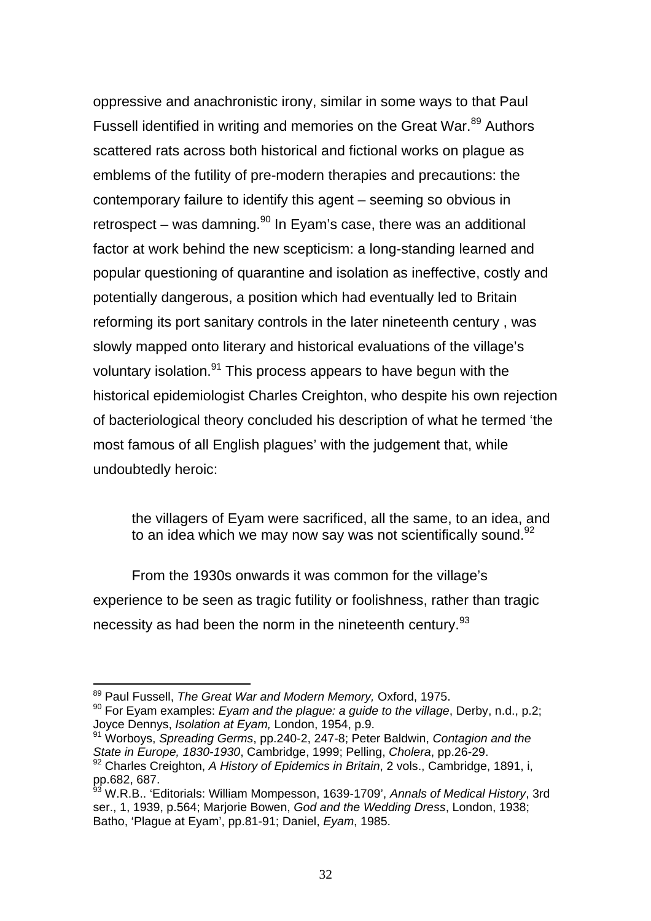oppressive and anachronistic irony, similar in some ways to that Paul Fussell identified in writing and memories on the Great War.[89] Authors scattered rats across both historical and fictional works on plague as emblems of the futility of pre-modern therapies and precautions: the contemporary failure to identify this agent – seeming so obvious in retrospect – was damning.[90] In Eyam's case, there was an additional factor at work behind the new scepticism: a long-standing learned and popular questioning of quarantine and isolation as ineffective, costly and potentially dangerous, a position which had eventually led to Britain reforming its port sanitary controls in the later nineteenth century , was slowly mapped onto literary and historical evaluations of the village's voluntary isolation.[91] This process appears to have begun with the historical epidemiologist Charles Creighton, who despite his own rejection of bacteriological theory concluded his description of what he termed 'the most famous of all English plagues' with the judgement that, while undoubtedly heroic:

> the villagers of Eyam were sacrificed, all the same, to an idea, and to an idea which we may now say was not scientifically sound.[92]

From the 1930s onwards it was common for the village's experience to be seen as tragic futility or foolishness, rather than tragic necessity as had been the norm in the nineteenth century.[93]

---

[89] Paul Fussell, *The Great War and Modern Memory,* Oxford, 1975.

[90] For Eyam examples: *Eyam and the plague: a guide to the village*, Derby, n.d., p.2; Joyce Dennys, *Isolation at Eyam,* London, 1954, p.9.

[91] Worboys, *Spreading Germs*, pp.240-2, 247-8; Peter Baldwin, *Contagion and the State in Europe, 1830-1930*, Cambridge, 1999; Pelling, *Cholera*, pp.26-29.

[92] Charles Creighton, *A History of Epidemics in Britain*, 2 vols., Cambridge, 1891, i, pp.682, 687.

[93] W.R.B.. 'Editorials: William Mompesson, 1639-1709', *Annals of Medical History*, 3rd ser., 1, 1939, p.564; Marjorie Bowen, *God and the Wedding Dress*, London, 1938; Batho, 'Plague at Eyam', pp.81-91; Daniel, *Eyam*, 1985.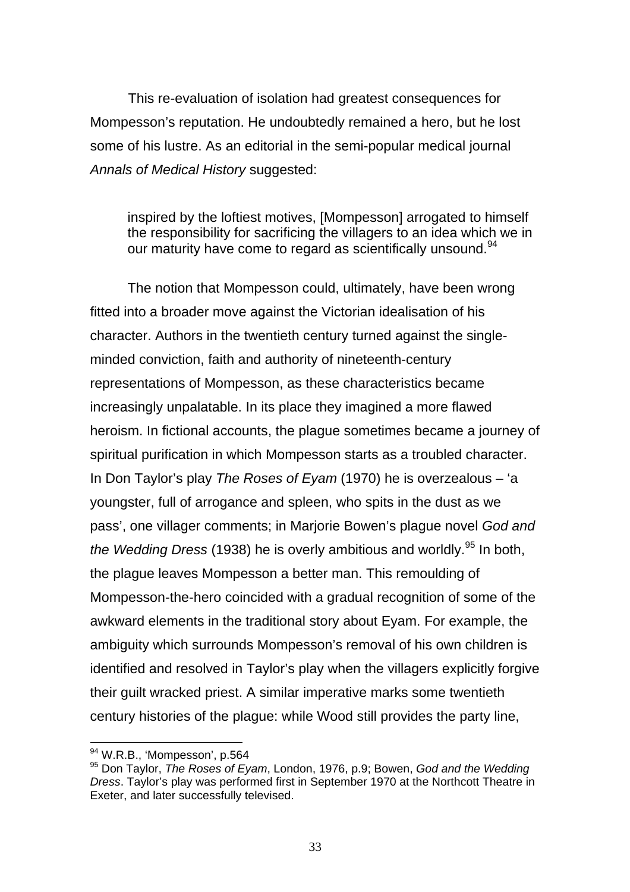This re-evaluation of isolation had greatest consequences for Mompesson's reputation. He undoubtedly remained a hero, but he lost some of his lustre. As an editorial in the semi-popular medical journal *Annals of Medical History* suggested:

> inspired by the loftiest motives, [Mompesson] arrogated to himself the responsibility for sacrificing the villagers to an idea which we in our maturity have come to regard as scientifically unsound.[94]

The notion that Mompesson could, ultimately, have been wrong fitted into a broader move against the Victorian idealisation of his character. Authors in the twentieth century turned against the single-minded conviction, faith and authority of nineteenth-century representations of Mompesson, as these characteristics became increasingly unpalatable. In its place they imagined a more flawed heroism. In fictional accounts, the plague sometimes became a journey of spiritual purification in which Mompesson starts as a troubled character. In Don Taylor's play *The Roses of Eyam* (1970) he is overzealous – 'a youngster, full of arrogance and spleen, who spits in the dust as we pass', one villager comments; in Marjorie Bowen's plague novel *God and the Wedding Dress* (1938) he is overly ambitious and worldly.[95] In both, the plague leaves Mompesson a better man. This remoulding of Mompesson-the-hero coincided with a gradual recognition of some of the awkward elements in the traditional story about Eyam. For example, the ambiguity which surrounds Mompesson's removal of his own children is identified and resolved in Taylor's play when the villagers explicitly forgive their guilt wracked priest. A similar imperative marks some twentieth century histories of the plague: while Wood still provides the party line,

---

[94] W.R.B., 'Mompesson', p.564

[95] Don Taylor, *The Roses of Eyam*, London, 1976, p.9; Bowen, *God and the Wedding Dress*. Taylor's play was performed first in September 1970 at the Northcott Theatre in Exeter, and later successfully televised.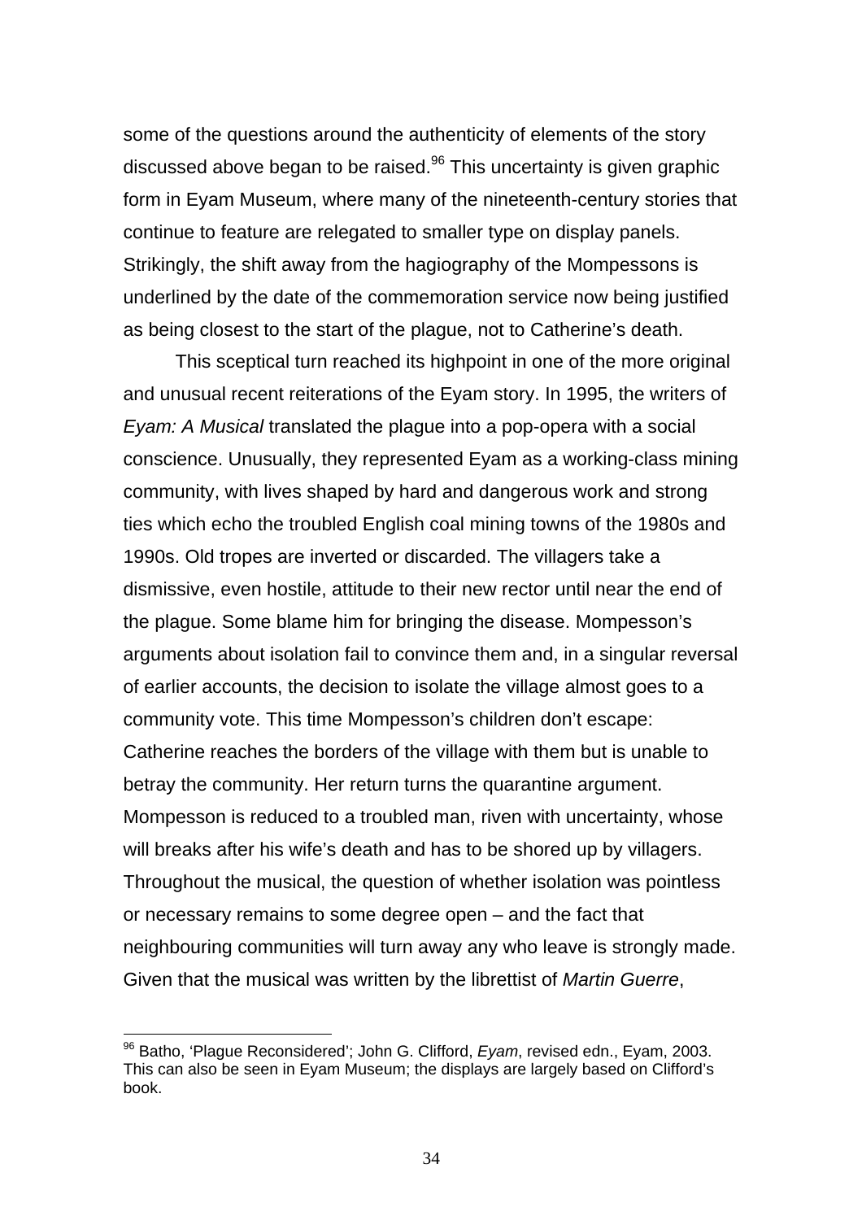some of the questions around the authenticity of elements of the story discussed above began to be raised.[96] This uncertainty is given graphic form in Eyam Museum, where many of the nineteenth-century stories that continue to feature are relegated to smaller type on display panels. Strikingly, the shift away from the hagiography of the Mompessons is underlined by the date of the commemoration service now being justified as being closest to the start of the plague, not to Catherine's death.

This sceptical turn reached its highpoint in one of the more original and unusual recent reiterations of the Eyam story. In 1995, the writers of *Eyam: A Musical* translated the plague into a pop-opera with a social conscience. Unusually, they represented Eyam as a working-class mining community, with lives shaped by hard and dangerous work and strong ties which echo the troubled English coal mining towns of the 1980s and 1990s. Old tropes are inverted or discarded. The villagers take a dismissive, even hostile, attitude to their new rector until near the end of the plague. Some blame him for bringing the disease. Mompesson's arguments about isolation fail to convince them and, in a singular reversal of earlier accounts, the decision to isolate the village almost goes to a community vote. This time Mompesson's children don't escape: Catherine reaches the borders of the village with them but is unable to betray the community. Her return turns the quarantine argument. Mompesson is reduced to a troubled man, riven with uncertainty, whose will breaks after his wife's death and has to be shored up by villagers. Throughout the musical, the question of whether isolation was pointless or necessary remains to some degree open – and the fact that neighbouring communities will turn away any who leave is strongly made. Given that the musical was written by the librettist of *Martin Guerre*,

[96] Batho, 'Plague Reconsidered'; John G. Clifford, *Eyam*, revised edn., Eyam, 2003. This can also be seen in Eyam Museum; the displays are largely based on Clifford's book.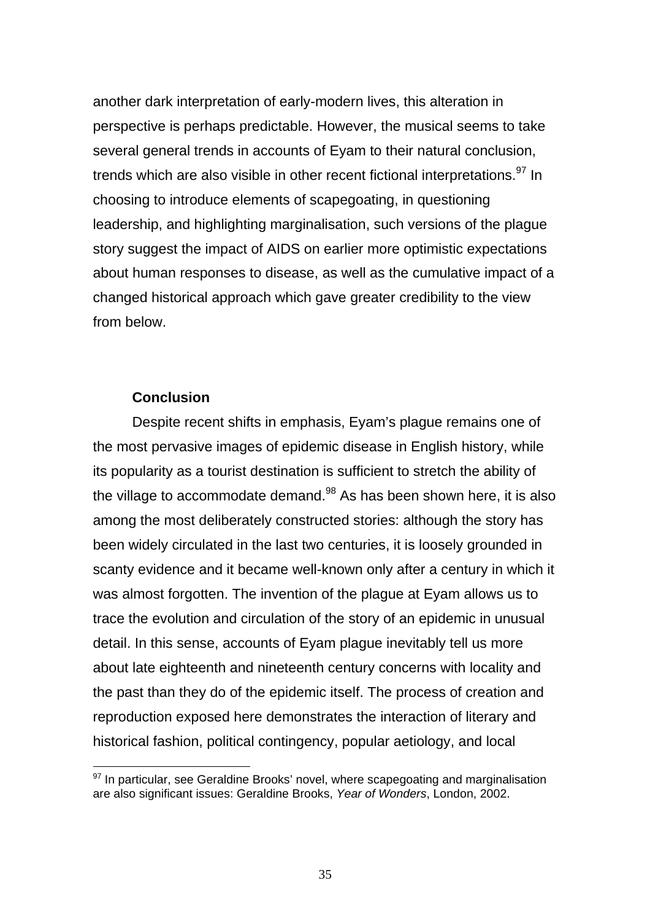another dark interpretation of early-modern lives, this alteration in perspective is perhaps predictable. However, the musical seems to take several general trends in accounts of Eyam to their natural conclusion, trends which are also visible in other recent fictional interpretations.[97] In choosing to introduce elements of scapegoating, in questioning leadership, and highlighting marginalisation, such versions of the plague story suggest the impact of AIDS on earlier more optimistic expectations about human responses to disease, as well as the cumulative impact of a changed historical approach which gave greater credibility to the view from below.

## Conclusion

Despite recent shifts in emphasis, Eyam's plague remains one of the most pervasive images of epidemic disease in English history, while its popularity as a tourist destination is sufficient to stretch the ability of the village to accommodate demand.[98] As has been shown here, it is also among the most deliberately constructed stories: although the story has been widely circulated in the last two centuries, it is loosely grounded in scanty evidence and it became well-known only after a century in which it was almost forgotten. The invention of the plague at Eyam allows us to trace the evolution and circulation of the story of an epidemic in unusual detail. In this sense, accounts of Eyam plague inevitably tell us more about late eighteenth and nineteenth century concerns with locality and the past than they do of the epidemic itself. The process of creation and reproduction exposed here demonstrates the interaction of literary and historical fashion, political contingency, popular aetiology, and local

[97] In particular, see Geraldine Brooks' novel, where scapegoating and marginalisation are also significant issues: Geraldine Brooks, *Year of Wonders*, London, 2002.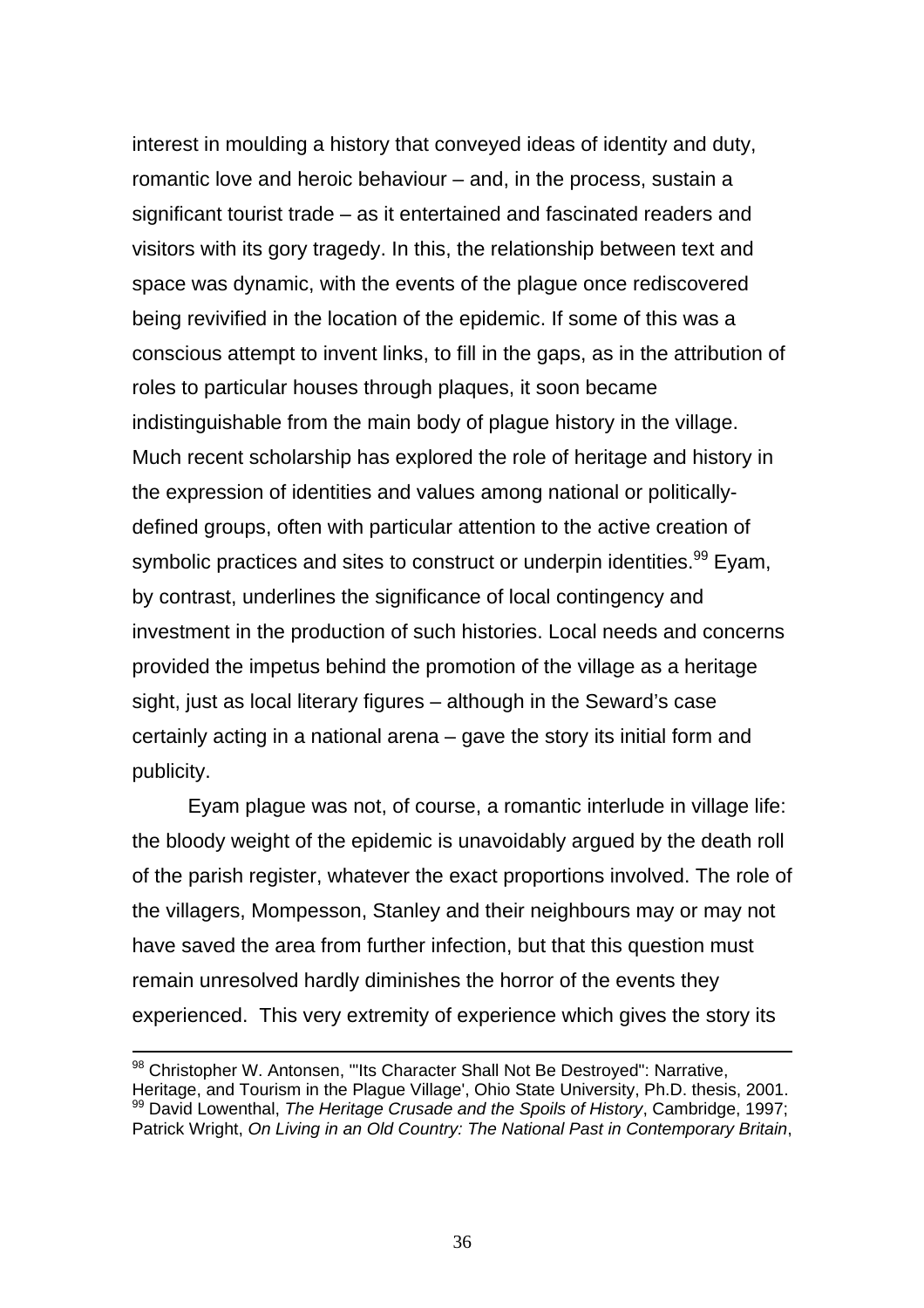interest in moulding a history that conveyed ideas of identity and duty, romantic love and heroic behaviour – and, in the process, sustain a significant tourist trade – as it entertained and fascinated readers and visitors with its gory tragedy. In this, the relationship between text and space was dynamic, with the events of the plague once rediscovered being revivified in the location of the epidemic. If some of this was a conscious attempt to invent links, to fill in the gaps, as in the attribution of roles to particular houses through plaques, it soon became indistinguishable from the main body of plague history in the village. Much recent scholarship has explored the role of heritage and history in the expression of identities and values among national or politically-defined groups, often with particular attention to the active creation of symbolic practices and sites to construct or underpin identities.[99] Eyam, by contrast, underlines the significance of local contingency and investment in the production of such histories. Local needs and concerns provided the impetus behind the promotion of the village as a heritage sight, just as local literary figures – although in the Seward's case certainly acting in a national arena – gave the story its initial form and publicity.

Eyam plague was not, of course, a romantic interlude in village life: the bloody weight of the epidemic is unavoidably argued by the death roll of the parish register, whatever the exact proportions involved. The role of the villagers, Mompesson, Stanley and their neighbours may or may not have saved the area from further infection, but that this question must remain unresolved hardly diminishes the horror of the events they experienced. This very extremity of experience which gives the story its

---

[98] Christopher W. Antonsen, '"Its Character Shall Not Be Destroyed": Narrative, Heritage, and Tourism in the Plague Village', Ohio State University, Ph.D. thesis, 2001.
[99] David Lowenthal, *The Heritage Crusade and the Spoils of History*, Cambridge, 1997; Patrick Wright, *On Living in an Old Country: The National Past in Contemporary Britain*,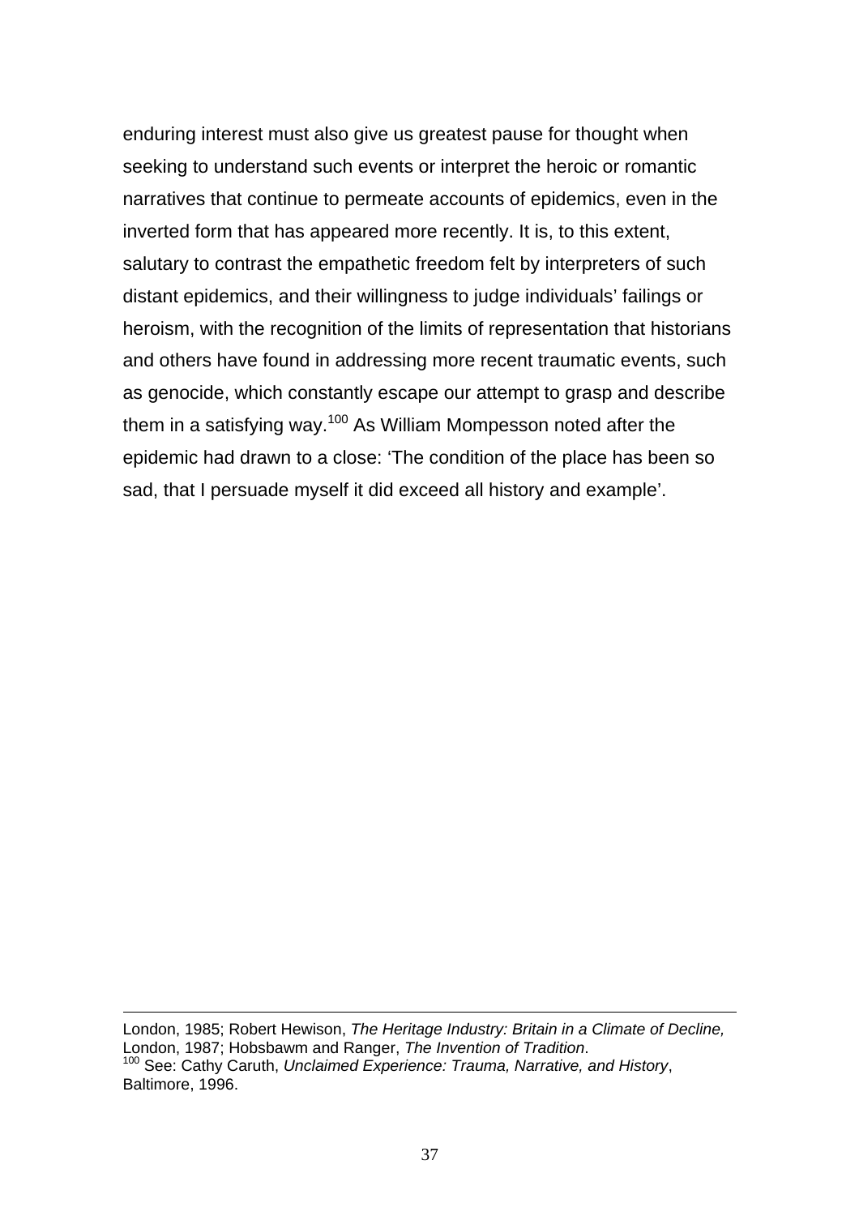enduring interest must also give us greatest pause for thought when seeking to understand such events or interpret the heroic or romantic narratives that continue to permeate accounts of epidemics, even in the inverted form that has appeared more recently. It is, to this extent, salutary to contrast the empathetic freedom felt by interpreters of such distant epidemics, and their willingness to judge individuals' failings or heroism, with the recognition of the limits of representation that historians and others have found in addressing more recent traumatic events, such as genocide, which constantly escape our attempt to grasp and describe them in a satisfying way.[100] As William Mompesson noted after the epidemic had drawn to a close: 'The condition of the place has been so sad, that I persuade myself it did exceed all history and example'.

---

London, 1985; Robert Hewison, *The Heritage Industry: Britain in a Climate of Decline,* London, 1987; Hobsbawm and Ranger, *The Invention of Tradition*.

[100] See: Cathy Caruth, *Unclaimed Experience: Trauma, Narrative, and History*, Baltimore, 1996.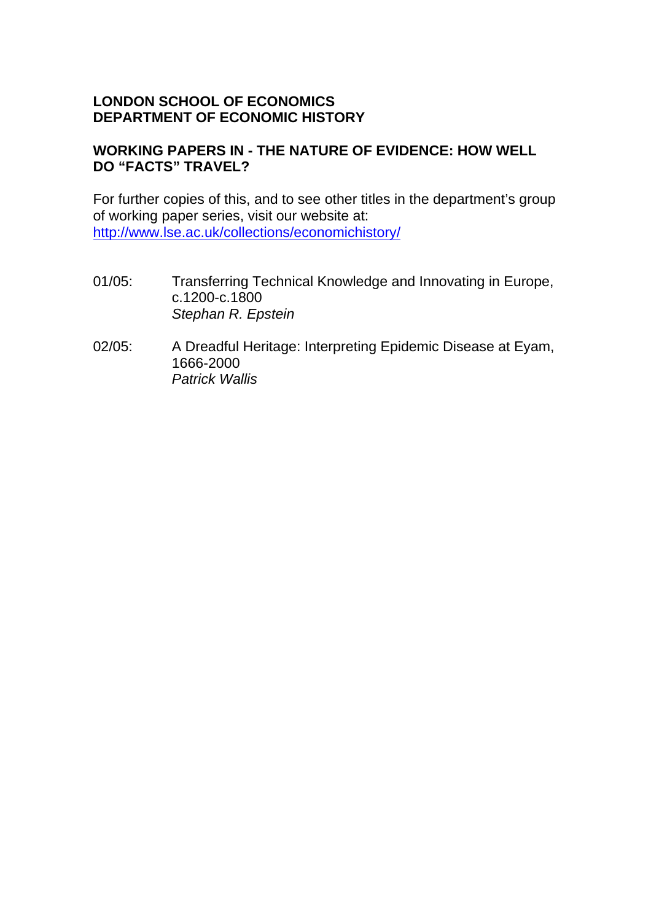**LONDON SCHOOL OF ECONOMICS**
**DEPARTMENT OF ECONOMIC HISTORY**

**WORKING PAPERS IN - THE NATURE OF EVIDENCE: HOW WELL DO "FACTS" TRAVEL?**

For further copies of this, and to see other titles in the department's group of working paper series, visit our website at:
http://www.lse.ac.uk/collections/economichistory/

01/05: Transferring Technical Knowledge and Innovating in Europe, c.1200-c.1800
*Stephan R. Epstein*

02/05: A Dreadful Heritage: Interpreting Epidemic Disease at Eyam, 1666-2000
*Patrick Wallis*